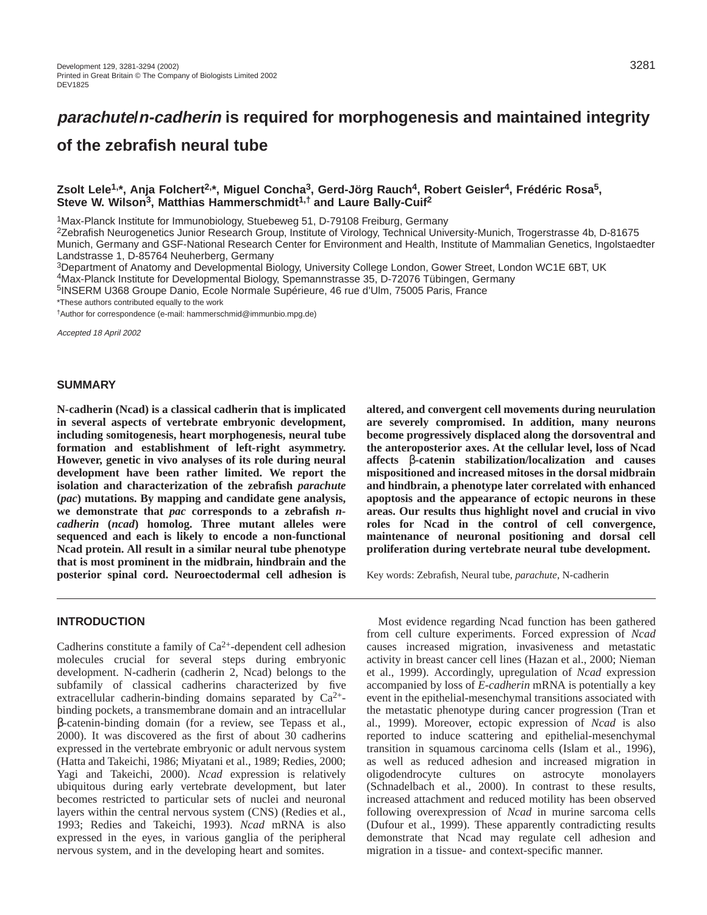Development 129, 3281-3294 (2002)
Printed in Great Britain © The Company of Biologists Limited 2002
DEV1825

# *parachute*/*n-cadherin* is required for morphogenesis and maintained integrity of the zebrafish neural tube

**Zsolt Lele[1,*], Anja Folchert[2,*], Miguel Concha[3], Gerd-Jörg Rauch[4], Robert Geisler[4], Frédéric Rosa[5], Steve W. Wilson[3], Matthias Hammerschmidt[1,†] and Laure Bally-Cuif[2]**

[1]Max-Planck Institute for Immunobiology, Stuebeweg 51, D-79108 Freiburg, Germany
[2]Zebrafish Neurogenetics Junior Research Group, Institute of Virology, Technical University-Munich, Trogerstrasse 4b, D-81675 Munich, Germany and GSF-National Research Center for Environment and Health, Institute of Mammalian Genetics, Ingolstaedter Landstrasse 1, D-85764 Neuherberg, Germany
[3]Department of Anatomy and Developmental Biology, University College London, Gower Street, London WC1E 6BT, UK
[4]Max-Planck Institute for Developmental Biology, Spemannstrasse 35, D-72076 Tübingen, Germany
[5]INSERM U368 Groupe Danio, Ecole Normale Supérieure, 46 rue d'Ulm, 75005 Paris, France
*These authors contributed equally to the work
†Author for correspondence (e-mail: hammerschmid@immunbio.mpg.de)

*Accepted 18 April 2002*

## SUMMARY

**N-cadherin (Ncad) is a classical cadherin that is implicated in several aspects of vertebrate embryonic development, including somitogenesis, heart morphogenesis, neural tube formation and establishment of left-right asymmetry. However, genetic in vivo analyses of its role during neural development have been rather limited. We report the isolation and characterization of the zebrafish *parachute* (*pac*) mutations. By mapping and candidate gene analysis, we demonstrate that *pac* corresponds to a zebrafish *n-cadherin* (*ncad*) homolog. Three mutant alleles were sequenced and each is likely to encode a non-functional Ncad protein. All result in a similar neural tube phenotype that is most prominent in the midbrain, hindbrain and the posterior spinal cord. Neuroectodermal cell adhesion is altered, and convergent cell movements during neurulation are severely compromised. In addition, many neurons become progressively displaced along the dorsoventral and the anteroposterior axes. At the cellular level, loss of Ncad affects β-catenin stabilization/localization and causes mispositioned and increased mitoses in the dorsal midbrain and hindbrain, a phenotype later correlated with enhanced apoptosis and the appearance of ectopic neurons in these areas. Our results thus highlight novel and crucial in vivo roles for Ncad in the control of cell convergence, maintenance of neuronal positioning and dorsal cell proliferation during vertebrate neural tube development.**

Key words: Zebrafish, Neural tube, *parachute*, N-cadherin

## INTRODUCTION

Cadherins constitute a family of $Ca^{2+}$-dependent cell adhesion molecules crucial for several steps during embryonic development. N-cadherin (cadherin 2, Ncad) belongs to the subfamily of classical cadherins characterized by five extracellular cadherin-binding domains separated by $Ca^{2+}$-binding pockets, a transmembrane domain and an intracellular β-catenin-binding domain (for a review, see Tepass et al., 2000). It was discovered as the first of about 30 cadherins expressed in the vertebrate embryonic or adult nervous system (Hatta and Takeichi, 1986; Miyatani et al., 1989; Redies, 2000; Yagi and Takeichi, 2000). *Ncad* expression is relatively ubiquitous during early vertebrate development, but later becomes restricted to particular sets of nuclei and neuronal layers within the central nervous system (CNS) (Redies et al., 1993; Redies and Takeichi, 1993). *Ncad* mRNA is also expressed in the eyes, in various ganglia of the peripheral nervous system, and in the developing heart and somites.

Most evidence regarding Ncad function has been gathered from cell culture experiments. Forced expression of *Ncad* causes increased migration, invasiveness and metastatic activity in breast cancer cell lines (Hazan et al., 2000; Nieman et al., 1999). Accordingly, upregulation of *Ncad* expression accompanied by loss of *E-cadherin* mRNA is potentially a key event in the epithelial-mesenchymal transitions associated with the metastatic phenotype during cancer progression (Tran et al., 1999). Moreover, ectopic expression of *Ncad* is also reported to induce scattering and epithelial-mesenchymal transition in squamous carcinoma cells (Islam et al., 1996), as well as reduced adhesion and increased migration in oligodendrocyte cultures on astrocyte monolayers (Schnadelbach et al., 2000). In contrast to these results, increased attachment and reduced motility has been observed following overexpression of *Ncad* in murine sarcoma cells (Dufour et al., 1999). These apparently contradicting results demonstrate that Ncad may regulate cell adhesion and migration in a tissue- and context-specific manner.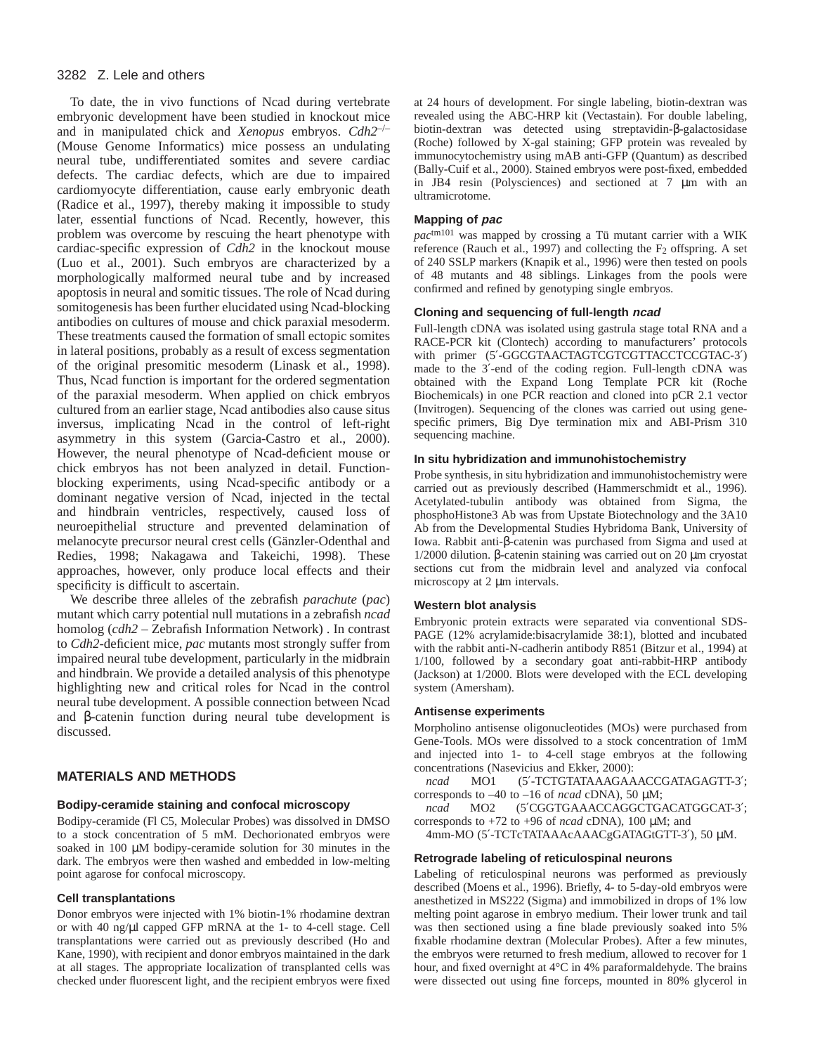To date, the in vivo functions of Ncad during vertebrate embryonic development have been studied in knockout mice and in manipulated chick and *Xenopus* embryos. *Cdh2*$^{-/-}$ (Mouse Genome Informatics) mice possess an undulating neural tube, undifferentiated somites and severe cardiac defects. The cardiac defects, which are due to impaired cardiomyocyte differentiation, cause early embryonic death (Radice et al., 1997), thereby making it impossible to study later, essential functions of Ncad. Recently, however, this problem was overcome by rescuing the heart phenotype with cardiac-specific expression of *Cdh2* in the knockout mouse (Luo et al., 2001). Such embryos are characterized by a morphologically malformed neural tube and by increased apoptosis in neural and somitic tissues. The role of Ncad during somitogenesis has been further elucidated using Ncad-blocking antibodies on cultures of mouse and chick paraxial mesoderm. These treatments caused the formation of small ectopic somites in lateral positions, probably as a result of excess segmentation of the original presomitic mesoderm (Linask et al., 1998). Thus, Ncad function is important for the ordered segmentation of the paraxial mesoderm. When applied on chick embryos cultured from an earlier stage, Ncad antibodies also cause situs inversus, implicating Ncad in the control of left-right asymmetry in this system (Garcia-Castro et al., 2000). However, the neural phenotype of Ncad-deficient mouse or chick embryos has not been analyzed in detail. Function-blocking experiments, using Ncad-specific antibody or a dominant negative version of Ncad, injected in the tectal and hindbrain ventricles, respectively, caused loss of neuroepithelial structure and prevented delamination of melanocyte precursor neural crest cells (Gänzler-Odenthal and Redies, 1998; Nakagawa and Takeichi, 1998). These approaches, however, only produce local effects and their specificity is difficult to ascertain.

We describe three alleles of the zebrafish *parachute* (*pac*) mutant which carry potential null mutations in a zebrafish *ncad* homolog (*cdh2* – Zebrafish Information Network) . In contrast to *Cdh2*-deficient mice, *pac* mutants most strongly suffer from impaired neural tube development, particularly in the midbrain and hindbrain. We provide a detailed analysis of this phenotype highlighting new and critical roles for Ncad in the control neural tube development. A possible connection between Ncad and β-catenin function during neural tube development is discussed.

## MATERIALS AND METHODS

### Bodipy-ceramide staining and confocal microscopy

Bodipy-ceramide (Fl C5, Molecular Probes) was dissolved in DMSO to a stock concentration of 5 mM. Dechorionated embryos were soaked in 100 μM bodipy-ceramide solution for 30 minutes in the dark. The embryos were then washed and embedded in low-melting point agarose for confocal microscopy.

### Cell transplantations

Donor embryos were injected with 1% biotin-1% rhodamine dextran or with 40 ng/μl capped GFP mRNA at the 1- to 4-cell stage. Cell transplantations were carried out as previously described (Ho and Kane, 1990), with recipient and donor embryos maintained in the dark at all stages. The appropriate localization of transplanted cells was checked under fluorescent light, and the recipient embryos were fixed at 24 hours of development. For single labeling, biotin-dextran was revealed using the ABC-HRP kit (Vectastain). For double labeling, biotin-dextran was detected using streptavidin-β-galactosidase (Roche) followed by X-gal staining; GFP protein was revealed by immunocytochemistry using mAB anti-GFP (Quantum) as described (Bally-Cuif et al., 2000). Stained embryos were post-fixed, embedded in JB4 resin (Polysciences) and sectioned at 7 μm with an ultramicrotome.

### Mapping of *pac*

*pac*$^{tm101}$ was mapped by crossing a Tü mutant carrier with a WIK reference (Rauch et al., 1997) and collecting the $F_2$ offspring. A set of 240 SSLP markers (Knapik et al., 1996) were then tested on pools of 48 mutants and 48 siblings. Linkages from the pools were confirmed and refined by genotyping single embryos.

### Cloning and sequencing of full-length *ncad*

Full-length cDNA was isolated using gastrula stage total RNA and a RACE-PCR kit (Clontech) according to manufacturers' protocols with primer (5′-GGCGTAACTAGTCGTCGTTACCTCCGTAC-3′) made to the 3′-end of the coding region. Full-length cDNA was obtained with the Expand Long Template PCR kit (Roche Biochemicals) in one PCR reaction and cloned into pCR 2.1 vector (Invitrogen). Sequencing of the clones was carried out using gene-specific primers, Big Dye termination mix and ABI-Prism 310 sequencing machine.

### In situ hybridization and immunohistochemistry

Probe synthesis, in situ hybridization and immunohistochemistry were carried out as previously described (Hammerschmidt et al., 1996). Acetylated-tubulin antibody was obtained from Sigma, the phosphoHistone3 Ab was from Upstate Biotechnology and the 3A10 Ab from the Developmental Studies Hybridoma Bank, University of Iowa. Rabbit anti-β-catenin was purchased from Sigma and used at 1/2000 dilution. β-catenin staining was carried out on 20 μm cryostat sections cut from the midbrain level and analyzed via confocal microscopy at 2 μm intervals.

### Western blot analysis

Embryonic protein extracts were separated via conventional SDS-PAGE (12% acrylamide:bisacrylamide 38:1), blotted and incubated with the rabbit anti-N-cadherin antibody R851 (Bitzur et al., 1994) at 1/100, followed by a secondary goat anti-rabbit-HRP antibody (Jackson) at 1/2000. Blots were developed with the ECL developing system (Amersham).

### Antisense experiments

Morpholino antisense oligonucleotides (MOs) were purchased from Gene-Tools. MOs were dissolved to a stock concentration of 1mM and injected into 1- to 4-cell stage embryos at the following concentrations (Nasevicius and Ekker, 2000):

*ncad* MO1 (5′-TCTGTATAAAGAAACCGATAGAGTT-3′; corresponds to –40 to –16 of *ncad* cDNA), 50 μM;

*ncad* MO2 (5′CGGTGAAACCAGGCTGACATGGCAT-3′; corresponds to +72 to +96 of *ncad* cDNA), 100 μM; and

4mm-MO (5′-TCTcTATAAAcAAACgGATAGtGTT-3′), 50 μM.

### Retrograde labeling of reticulospinal neurons

Labeling of reticulospinal neurons was performed as previously described (Moens et al., 1996). Briefly, 4- to 5-day-old embryos were anesthetized in MS222 (Sigma) and immobilized in drops of 1% low melting point agarose in embryo medium. Their lower trunk and tail was then sectioned using a fine blade previously soaked into 5% fixable rhodamine dextran (Molecular Probes). After a few minutes, the embryos were returned to fresh medium, allowed to recover for 1 hour, and fixed overnight at 4°C in 4% paraformaldehyde. The brains were dissected out using fine forceps, mounted in 80% glycerol in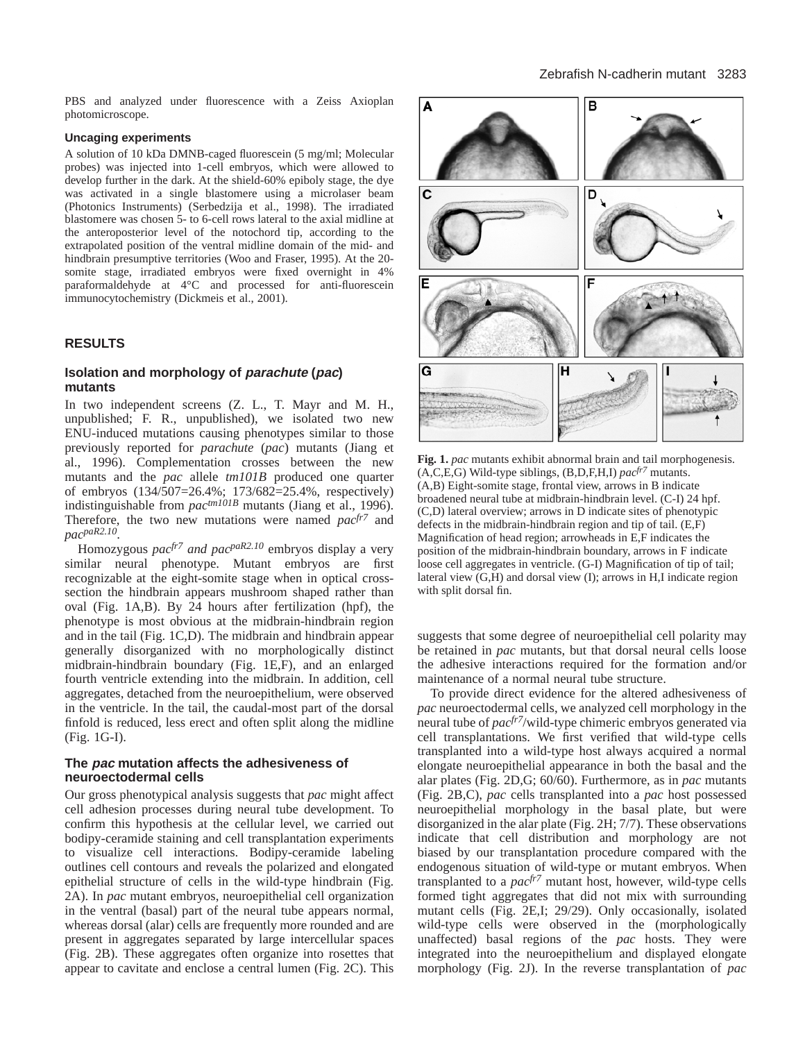PBS and analyzed under fluorescence with a Zeiss Axioplan photomicroscope.

### Uncaging experiments

A solution of 10 kDa DMNB-caged fluorescein (5 mg/ml; Molecular probes) was injected into 1-cell embryos, which were allowed to develop further in the dark. At the shield-60% epiboly stage, the dye was activated in a single blastomere using a microlaser beam (Photonics Instruments) (Serbedzija et al., 1998). The irradiated blastomere was chosen 5- to 6-cell rows lateral to the axial midline at the anteroposterior level of the notochord tip, according to the extrapolated position of the ventral midline domain of the mid- and hindbrain presumptive territories (Woo and Fraser, 1995). At the 20-somite stage, irradiated embryos were fixed overnight in 4% paraformaldehyde at 4°C and processed for anti-fluorescein immunocytochemistry (Dickmeis et al., 2001).

## RESULTS

### Isolation and morphology of *parachute* (*pac*) mutants

In two independent screens (Z. L., T. Mayr and M. H., unpublished; F. R., unpublished), we isolated two new ENU-induced mutations causing phenotypes similar to those previously reported for *parachute* (*pac*) mutants (Jiang et al., 1996). Complementation crosses between the new mutants and the *pac* allele *tm101B* produced one quarter of embryos (134/507=26.4%; 173/682=25.4%, respectively) indistinguishable from *pac*$^{tm101B}$ mutants (Jiang et al., 1996). Therefore, the two new mutations were named *pac*$^{fr7}$ and *pac*$^{paR2.10}$.

Homozygous *pac*$^{fr7}$ *and pac*$^{paR2.10}$ embryos display a very similar neural phenotype. Mutant embryos are first recognizable at the eight-somite stage when in optical cross-section the hindbrain appears mushroom shaped rather than oval (Fig. 1A,B). By 24 hours after fertilization (hpf), the phenotype is most obvious at the midbrain-hindbrain region and in the tail (Fig. 1C,D). The midbrain and hindbrain appear generally disorganized with no morphologically distinct midbrain-hindbrain boundary (Fig. 1E,F), and an enlarged fourth ventricle extending into the midbrain. In addition, cell aggregates, detached from the neuroepithelium, were observed in the ventricle. In the tail, the caudal-most part of the dorsal finfold is reduced, less erect and often split along the midline (Fig. 1G-I).

**Fig. 1.** *pac* mutants exhibit abnormal brain and tail morphogenesis. (A,C,E,G) Wild-type siblings, (B,D,F,H,I) *pac*$^{fr7}$ mutants. (A,B) Eight-somite stage, frontal view, arrows in B indicate broadened neural tube at midbrain-hindbrain level. (C-I) 24 hpf. (C,D) lateral overview; arrows in D indicate sites of phenotypic defects in the midbrain-hindbrain region and tip of tail. (E,F) Magnification of head region; arrowheads in E,F indicates the position of the midbrain-hindbrain boundary, arrows in F indicate loose cell aggregates in ventricle. (G-I) Magnification of tip of tail; lateral view (G,H) and dorsal view (I); arrows in H,I indicate region with split dorsal fin.

### The *pac* mutation affects the adhesiveness of neuroectodermal cells

Our gross phenotypical analysis suggests that *pac* might affect cell adhesion processes during neural tube development. To confirm this hypothesis at the cellular level, we carried out bodipy-ceramide staining and cell transplantation experiments to visualize cell interactions. Bodipy-ceramide labeling outlines cell contours and reveals the polarized and elongated epithelial structure of cells in the wild-type hindbrain (Fig. 2A). In *pac* mutant embryos, neuroepithelial cell organization in the ventral (basal) part of the neural tube appears normal, whereas dorsal (alar) cells are frequently more rounded and are present in aggregates separated by large intercellular spaces (Fig. 2B). These aggregates often organize into rosettes that appear to cavitate and enclose a central lumen (Fig. 2C). This suggests that some degree of neuroepithelial cell polarity may be retained in *pac* mutants, but that dorsal neural cells loose the adhesive interactions required for the formation and/or maintenance of a normal neural tube structure.

To provide direct evidence for the altered adhesiveness of *pac* neuroectodermal cells, we analyzed cell morphology in the neural tube of *pac*$^{fr7}$/wild-type chimeric embryos generated via cell transplantations. We first verified that wild-type cells transplanted into a wild-type host always acquired a normal elongate neuroepithelial appearance in both the basal and the alar plates (Fig. 2D,G; 60/60). Furthermore, as in *pac* mutants (Fig. 2B,C), *pac* cells transplanted into a *pac* host possessed neuroepithelial morphology in the basal plate, but were disorganized in the alar plate (Fig. 2H; 7/7). These observations indicate that cell distribution and morphology are not biased by our transplantation procedure compared with the endogenous situation of wild-type or mutant embryos. When transplanted to a *pac*$^{fr7}$ mutant host, however, wild-type cells formed tight aggregates that did not mix with surrounding mutant cells (Fig. 2E,I; 29/29). Only occasionally, isolated wild-type cells were observed in the (morphologically unaffected) basal regions of the *pac* hosts. They were integrated into the neuroepithelium and displayed elongate morphology (Fig. 2J). In the reverse transplantation of *pac*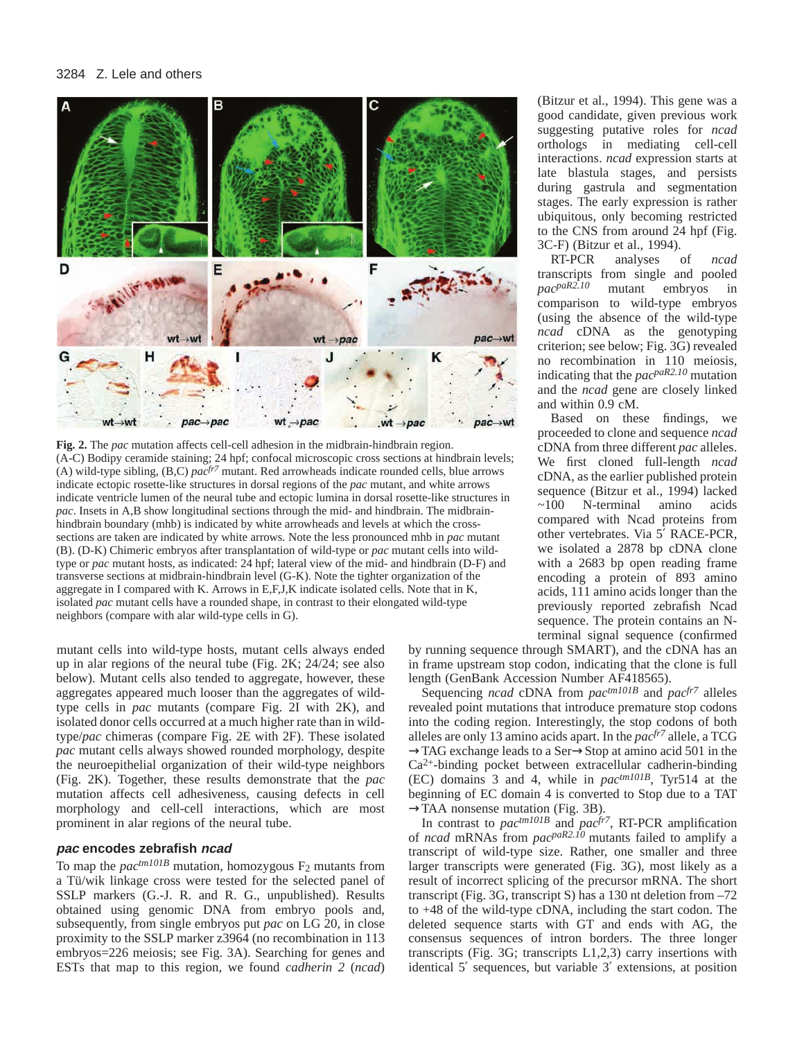**Fig. 2.** The *pac* mutation affects cell-cell adhesion in the midbrain-hindbrain region. (A-C) Bodipy ceramide staining; 24 hpf; confocal microscopic cross sections at hindbrain levels; (A) wild-type sibling, (B,C) $pac^{fr7}$ mutant. Red arrowheads indicate rounded cells, blue arrows indicate ectopic rosette-like structures in dorsal regions of the *pac* mutant, and white arrows indicate ventricle lumen of the neural tube and ectopic lumina in dorsal rosette-like structures in *pac*. Insets in A,B show longitudinal sections through the mid- and hindbrain. The midbrain-hindbrain boundary (mhb) is indicated by white arrowheads and levels at which the cross-sections are taken are indicated by white arrows. Note the less pronounced mhb in *pac* mutant (B). (D-K) Chimeric embryos after transplantation of wild-type or *pac* mutant cells into wild-type or *pac* mutant hosts, as indicated: 24 hpf; lateral view of the mid- and hindbrain (D-F) and transverse sections at midbrain-hindbrain level (G-K). Note the tighter organization of the aggregate in I compared with K. Arrows in E,F,J,K indicate isolated cells. Note that in K, isolated *pac* mutant cells have a rounded shape, in contrast to their elongated wild-type neighbors (compare with alar wild-type cells in G).

mutant cells into wild-type hosts, mutant cells always ended up in alar regions of the neural tube (Fig. 2K; 24/24; see also below). Mutant cells also tended to aggregate, however, these aggregates appeared much looser than the aggregates of wild-type cells in *pac* mutants (compare Fig. 2I with 2K), and isolated donor cells occurred at a much higher rate than in wild-type/*pac* chimeras (compare Fig. 2E with 2F). These isolated *pac* mutant cells always showed rounded morphology, despite the neuroepithelial organization of their wild-type neighbors (Fig. 2K). Together, these results demonstrate that the *pac* mutation affects cell adhesiveness, causing defects in cell morphology and cell-cell interactions, which are most prominent in alar regions of the neural tube.

### *pac* encodes zebrafish *ncad*

To map the $pac^{tm101B}$ mutation, homozygous $F_2$ mutants from a Tü/wik linkage cross were tested for the selected panel of SSLP markers (G.-J. R. and R. G., unpublished). Results obtained using genomic DNA from embryo pools and, subsequently, from single embryos put *pac* on LG 20, in close proximity to the SSLP marker z3964 (no recombination in 113 embryos=226 meiosis; see Fig. 3A). Searching for genes and ESTs that map to this region, we found *cadherin 2* (*ncad*) (Bitzur et al., 1994). This gene was a good candidate, given previous work suggesting putative roles for *ncad* orthologs in mediating cell-cell interactions. *ncad* expression starts at late blastula stages, and persists during gastrula and segmentation stages. The early expression is rather ubiquitous, only becoming restricted to the CNS from around 24 hpf (Fig. 3C-F) (Bitzur et al., 1994).

RT-PCR analyses of *ncad* transcripts from single and pooled $pac^{paR2.10}$ mutant embryos in comparison to wild-type embryos (using the absence of the wild-type *ncad* cDNA as the genotyping criterion; see below; Fig. 3G) revealed no recombination in 110 meiosis, indicating that the $pac^{paR2.10}$ mutation and the *ncad* gene are closely linked and within 0.9 cM.

Based on these findings, we proceeded to clone and sequence *ncad* cDNA from three different *pac* alleles. We first cloned full-length *ncad* cDNA, as the earlier published protein sequence (Bitzur et al., 1994) lacked ~100 N-terminal amino acids compared with Ncad proteins from other vertebrates. Via 5′ RACE-PCR, we isolated a 2878 bp cDNA clone with a 2683 bp open reading frame encoding a protein of 893 amino acids, 111 amino acids longer than the previously reported zebrafish Ncad sequence. The protein contains an N-terminal signal sequence (confirmed by running sequence through SMART), and the cDNA has an in frame upstream stop codon, indicating that the clone is full length (GenBank Accession Number AF418565).

Sequencing *ncad* cDNA from $pac^{tm101B}$ and $pac^{fr7}$ alleles revealed point mutations that introduce premature stop codons into the coding region. Interestingly, the stop codons of both alleles are only 13 amino acids apart. In the $pac^{fr7}$ allele, a TCG→TAG exchange leads to a Ser→Stop at amino acid 501 in the $Ca^{2+}$-binding pocket between extracellular cadherin-binding (EC) domains 3 and 4, while in $pac^{tm101B}$, Tyr514 at the beginning of EC domain 4 is converted to Stop due to a TAT→TAA nonsense mutation (Fig. 3B).

In contrast to $pac^{tm101B}$ and $pac^{fr7}$, RT-PCR amplification of *ncad* mRNAs from $pac^{paR2.10}$ mutants failed to amplify a transcript of wild-type size. Rather, one smaller and three larger transcripts were generated (Fig. 3G), most likely as a result of incorrect splicing of the precursor mRNA. The short transcript (Fig. 3G, transcript S) has a 130 nt deletion from –72 to +48 of the wild-type cDNA, including the start codon. The deleted sequence starts with GT and ends with AG, the consensus sequences of intron borders. The three longer transcripts (Fig. 3G; transcripts L1,2,3) carry insertions with identical 5′ sequences, but variable 3′ extensions, at position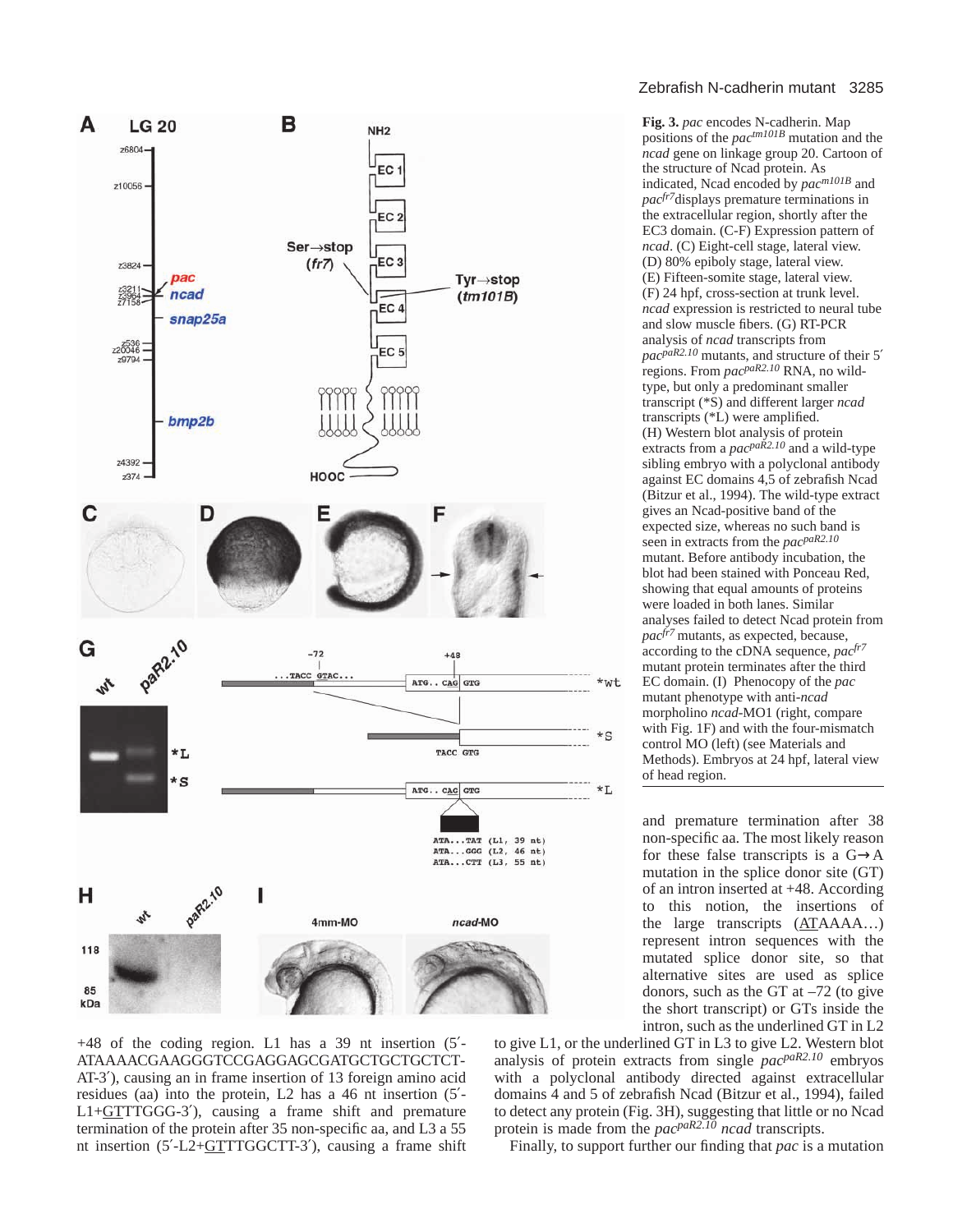**Fig. 3.** *pac* encodes N-cadherin. Map positions of the *pac*$^{tm101B}$ mutation and the *ncad* gene on linkage group 20. Cartoon of the structure of Ncad protein. As indicated, Ncad encoded by *pac*$^{m101B}$ and *pac*$^{fr7}$ displays premature terminations in the extracellular region, shortly after the EC3 domain. (C-F) Expression pattern of *ncad*. (C) Eight-cell stage, lateral view. (D) 80% epiboly stage, lateral view. (E) Fifteen-somite stage, lateral view. (F) 24 hpf, cross-section at trunk level. *ncad* expression is restricted to neural tube and slow muscle fibers. (G) RT-PCR analysis of *ncad* transcripts from *pac*$^{paR2.10}$ mutants, and structure of their 5′ regions. From *pac*$^{paR2.10}$ RNA, no wild-type, but only a predominant smaller transcript (*S) and different larger *ncad* transcripts (*L) were amplified. (H) Western blot analysis of protein extracts from a *pac*$^{paR2.10}$ and a wild-type sibling embryo with a polyclonal antibody against EC domains 4,5 of zebrafish Ncad (Bitzur et al., 1994). The wild-type extract gives an Ncad-positive band of the expected size, whereas no such band is seen in extracts from the *pac*$^{paR2.10}$ mutant. Before antibody incubation, the blot had been stained with Ponceau Red, showing that equal amounts of proteins were loaded in both lanes. Similar analyses failed to detect Ncad protein from *pac*$^{fr7}$ mutants, as expected, because, according to the cDNA sequence, *pac*$^{fr7}$ mutant protein terminates after the third EC domain. (I) Phenocopy of the *pac* mutant phenotype with anti-*ncad* morpholino *ncad*-MO1 (right, compare with Fig. 1F) and with the four-mismatch control MO (left) (see Materials and Methods). Embryos at 24 hpf, lateral view of head region.

+48 of the coding region. L1 has a 39 nt insertion (5′-ATAAAACGAAGGGTCCGAGGAGCGATGCTGCTGCTCT-AT-3′), causing an in frame insertion of 13 foreign amino acid residues (aa) into the protein, L2 has a 46 nt insertion (5′-L1+GTTTGGG-3′), causing a frame shift and premature termination of the protein after 35 non-specific aa, and L3 a 55 nt insertion (5′-L2+GTTTGGCTT-3′), causing a frame shift and premature termination after 38 non-specific aa. The most likely reason for these false transcripts is a G→A mutation in the splice donor site (GT) of an intron inserted at +48. According to this notion, the insertions of the large transcripts (ATAAAA…) represent intron sequences with the mutated splice donor site, so that alternative sites are used as splice donors, such as the GT at –72 (to give the short transcript) or GTs inside the intron, such as the underlined GT in L2 to give L1, or the underlined GT in L3 to give L2. Western blot analysis of protein extracts from single *pac*$^{paR2.10}$ embryos with a polyclonal antibody directed against extracellular domains 4 and 5 of zebrafish Ncad (Bitzur et al., 1994), failed to detect any protein (Fig. 3H), suggesting that little or no Ncad protein is made from the *pac*$^{paR2.10}$ *ncad* transcripts.

Finally, to support further our finding that *pac* is a mutation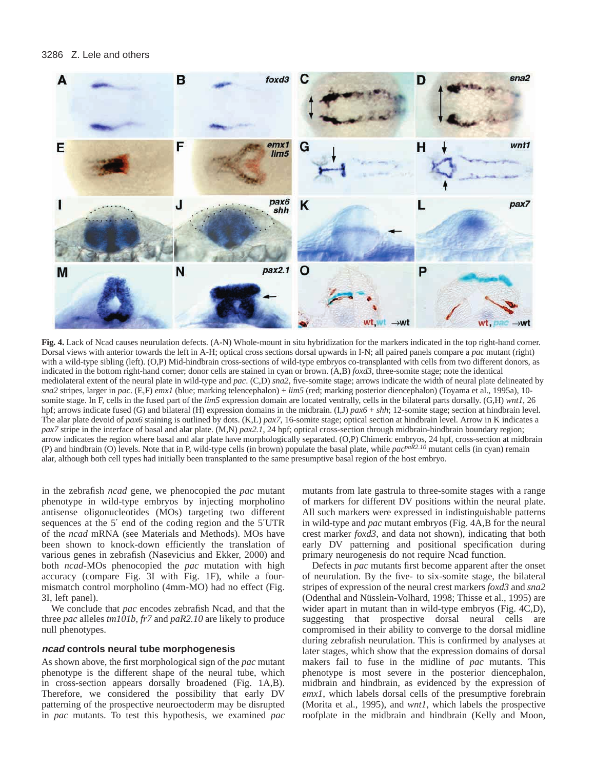**Fig. 4.** Lack of Ncad causes neurulation defects. (A-N) Whole-mount in situ hybridization for the markers indicated in the top right-hand corner. Dorsal views with anterior towards the left in A-H; optical cross sections dorsal upwards in I-N; all paired panels compare a *pac* mutant (right) with a wild-type sibling (left). (O,P) Mid-hindbrain cross-sections of wild-type embryos co-transplanted with cells from two different donors, as indicated in the bottom right-hand corner; donor cells are stained in cyan or brown. (A,B) *foxd3*, three-somite stage; note the identical mediolateral extent of the neural plate in wild-type and *pac*. (C,D) *sna2*, five-somite stage; arrows indicate the width of neural plate delineated by *sna2* stripes, larger in *pac*. (E,F) *emx1* (blue; marking telencephalon) + *lim5* (red; marking posterior diencephalon) (Toyama et al., 1995a), 10-somite stage. In F, cells in the fused part of the *lim5* expression domain are located ventrally, cells in the bilateral parts dorsally. (G,H) *wnt1*, 26 hpf; arrows indicate fused (G) and bilateral (H) expression domains in the midbrain. (I,J) *pax6* + *shh*; 12-somite stage; section at hindbrain level. The alar plate devoid of *pax6* staining is outlined by dots. (K,L) *pax7*, 16-somite stage; optical section at hindbrain level. Arrow in K indicates a *pax7* stripe in the interface of basal and alar plate. (M,N) *pax2.1*, 24 hpf; optical cross-section through midbrain-hindbrain boundary region; arrow indicates the region where basal and alar plate have morphologically separated. (O,P) Chimeric embryos, 24 hpf, cross-section at midbrain (P) and hindbrain (O) levels. Note that in P, wild-type cells (in brown) populate the basal plate, while $pac^{paR2.10}$ mutant cells (in cyan) remain alar, although both cell types had initially been transplanted to the same presumptive basal region of the host embryo.

in the zebrafish *ncad* gene, we phenocopied the *pac* mutant phenotype in wild-type embryos by injecting morpholino antisense oligonucleotides (MOs) targeting two different sequences at the 5′ end of the coding region and the 5′UTR of the *ncad* mRNA (see Materials and Methods). MOs have been shown to knock-down efficiently the translation of various genes in zebrafish (Nasevicius and Ekker, 2000) and both *ncad*-MOs phenocopied the *pac* mutation with high accuracy (compare Fig. 3I with Fig. 1F), while a four-mismatch control morpholino (4mm-MO) had no effect (Fig. 3I, left panel).

We conclude that *pac* encodes zebrafish Ncad, and that the three *pac* alleles *tm101b*, *fr7* and *paR2.10* are likely to produce null phenotypes.

### *ncad* controls neural tube morphogenesis

As shown above, the first morphological sign of the *pac* mutant phenotype is the different shape of the neural tube, which in cross-section appears dorsally broadened (Fig. 1A,B). Therefore, we considered the possibility that early DV patterning of the prospective neuroectoderm may be disrupted in *pac* mutants. To test this hypothesis, we examined *pac* mutants from late gastrula to three-somite stages with a range of markers for different DV positions within the neural plate. All such markers were expressed in indistinguishable patterns in wild-type and *pac* mutant embryos (Fig. 4A,B for the neural crest marker *foxd3*, and data not shown), indicating that both early DV patterning and positional specification during primary neurogenesis do not require Ncad function.

Defects in *pac* mutants first become apparent after the onset of neurulation. By the five- to six-somite stage, the bilateral stripes of expression of the neural crest markers *foxd3* and *sna2* (Odenthal and Nüsslein-Volhard, 1998; Thisse et al., 1995) are wider apart in mutant than in wild-type embryos (Fig. 4C,D), suggesting that prospective dorsal neural cells are compromised in their ability to converge to the dorsal midline during zebrafish neurulation. This is confirmed by analyses at later stages, which show that the expression domains of dorsal markers fail to fuse in the midline of *pac* mutants. This phenotype is most severe in the posterior diencephalon, midbrain and hindbrain, as evidenced by the expression of *emx1*, which labels dorsal cells of the prospective forebrain (Morita et al., 1995), and *wnt1*, which labels the prospective roofplate in the midbrain and hindbrain (Kelly and Moon,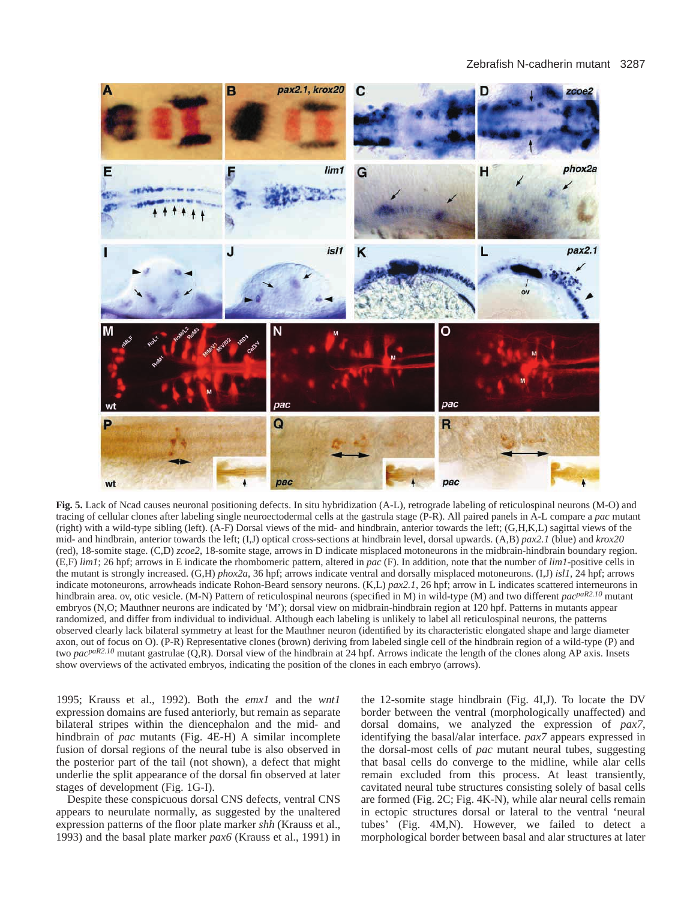**Fig. 5.** Lack of Ncad causes neuronal positioning defects. In situ hybridization (A-L), retrograde labeling of reticulospinal neurons (M-O) and tracing of cellular clones after labeling single neuroectodermal cells at the gastrula stage (P-R). All paired panels in A-L compare a *pac* mutant (right) with a wild-type sibling (left). (A-F) Dorsal views of the mid- and hindbrain, anterior towards the left; (G,H,K,L) sagittal views of the mid- and hindbrain, anterior towards the left; (I,J) optical cross-sections at hindbrain level, dorsal upwards. (A,B) *pax2.1* (blue) and *krox20* (red), 18-somite stage. (C,D) *zcoe2*, 18-somite stage, arrows in D indicate misplaced motoneurons in the midbrain-hindbrain boundary region. (E,F) *lim1*; 26 hpf; arrows in E indicate the rhombomeric pattern, altered in *pac* (F). In addition, note that the number of *lim1*-positive cells in the mutant is strongly increased. (G,H) *phox2a*, 36 hpf; arrows indicate ventral and dorsally misplaced motoneurons. (I,J) *isl1*, 24 hpf; arrows indicate motoneurons, arrowheads indicate Rohon-Beard sensory neurons. (K,L) *pax2.1*, 26 hpf; arrow in L indicates scattered interneurons in hindbrain area. ov, otic vesicle. (M-N) Pattern of reticulospinal neurons (specified in M) in wild-type (M) and two different $pac^{paR2.10}$ mutant embryos (N,O; Mauthner neurons are indicated by 'M'); dorsal view on midbrain-hindbrain region at 120 hpf. Patterns in mutants appear randomized, and differ from individual to individual. Although each labeling is unlikely to label all reticulospinal neurons, the patterns observed clearly lack bilateral symmetry at least for the Mauthner neuron (identified by its characteristic elongated shape and large diameter axon, out of focus on O). (P-R) Representative clones (brown) deriving from labeled single cell of the hindbrain region of a wild-type (P) and two $pac^{paR2.10}$ mutant gastrulae (Q,R). Dorsal view of the hindbrain at 24 hpf. Arrows indicate the length of the clones along AP axis. Insets show overviews of the activated embryos, indicating the position of the clones in each embryo (arrows).

1995; Krauss et al., 1992). Both the *emx1* and the *wnt1* expression domains are fused anteriorly, but remain as separate bilateral stripes within the diencephalon and the mid- and hindbrain of *pac* mutants (Fig. 4E-H) A similar incomplete fusion of dorsal regions of the neural tube is also observed in the posterior part of the tail (not shown), a defect that might underlie the split appearance of the dorsal fin observed at later stages of development (Fig. 1G-I).

Despite these conspicuous dorsal CNS defects, ventral CNS appears to neurulate normally, as suggested by the unaltered expression patterns of the floor plate marker *shh* (Krauss et al., 1993) and the basal plate marker *pax6* (Krauss et al., 1991) in the 12-somite stage hindbrain (Fig. 4I,J). To locate the DV border between the ventral (morphologically unaffected) and dorsal domains, we analyzed the expression of *pax7*, identifying the basal/alar interface. *pax7* appears expressed in the dorsal-most cells of *pac* mutant neural tubes, suggesting that basal cells do converge to the midline, while alar cells remain excluded from this process. At least transiently, cavitated neural tube structures consisting solely of basal cells are formed (Fig. 2C; Fig. 4K-N), while alar neural cells remain in ectopic structures dorsal or lateral to the ventral 'neural tubes' (Fig. 4M,N). However, we failed to detect a morphological border between basal and alar structures at later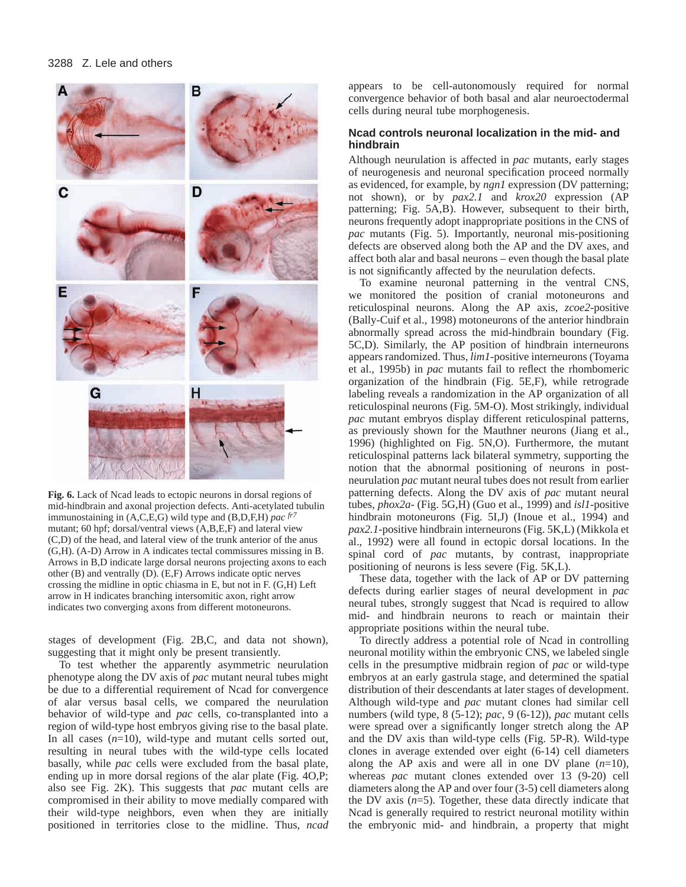**Fig. 6.** Lack of Ncad leads to ectopic neurons in dorsal regions of mid-hindbrain and axonal projection defects. Anti-acetylated tubulin immunostaining in (A,C,E,G) wild type and (B,D,F,H) *pac* $^{fr7}$ mutant; 60 hpf; dorsal/ventral views (A,B,E,F) and lateral view (C,D) of the head, and lateral view of the trunk anterior of the anus (G,H). (A-D) Arrow in A indicates tectal commissures missing in B. Arrows in B,D indicate large dorsal neurons projecting axons to each other (B) and ventrally (D). (E,F) Arrows indicate optic nerves crossing the midline in optic chiasma in E, but not in F. (G,H) Left arrow in H indicates branching intersomitic axon, right arrow indicates two converging axons from different motoneurons.

stages of development (Fig. 2B,C, and data not shown), suggesting that it might only be present transiently.

To test whether the apparently asymmetric neurulation phenotype along the DV axis of *pac* mutant neural tubes might be due to a differential requirement of Ncad for convergence of alar versus basal cells, we compared the neurulation behavior of wild-type and *pac* cells, co-transplanted into a region of wild-type host embryos giving rise to the basal plate. In all cases (*n*=10), wild-type and mutant cells sorted out, resulting in neural tubes with the wild-type cells located basally, while *pac* cells were excluded from the basal plate, ending up in more dorsal regions of the alar plate (Fig. 4O,P; also see Fig. 2K). This suggests that *pac* mutant cells are compromised in their ability to move medially compared with their wild-type neighbors, even when they are initially positioned in territories close to the midline. Thus, *ncad* appears to be cell-autonomously required for normal convergence behavior of both basal and alar neuroectodermal cells during neural tube morphogenesis.

### Ncad controls neuronal localization in the mid- and hindbrain

Although neurulation is affected in *pac* mutants, early stages of neurogenesis and neuronal specification proceed normally as evidenced, for example, by *ngn1* expression (DV patterning; not shown), or by *pax2.1* and *krox20* expression (AP patterning; Fig. 5A,B). However, subsequent to their birth, neurons frequently adopt inappropriate positions in the CNS of *pac* mutants (Fig. 5). Importantly, neuronal mis-positioning defects are observed along both the AP and the DV axes, and affect both alar and basal neurons – even though the basal plate is not significantly affected by the neurulation defects.

To examine neuronal patterning in the ventral CNS, we monitored the position of cranial motoneurons and reticulospinal neurons. Along the AP axis, *zcoe2*-positive (Bally-Cuif et al., 1998) motoneurons of the anterior hindbrain abnormally spread across the mid-hindbrain boundary (Fig. 5C,D). Similarly, the AP position of hindbrain interneurons appears randomized. Thus, *lim1*-positive interneurons (Toyama et al., 1995b) in *pac* mutants fail to reflect the rhombomeric organization of the hindbrain (Fig. 5E,F), while retrograde labeling reveals a randomization in the AP organization of all reticulospinal neurons (Fig. 5M-O). Most strikingly, individual *pac* mutant embryos display different reticulospinal patterns, as previously shown for the Mauthner neurons (Jiang et al., 1996) (highlighted on Fig. 5N,O). Furthermore, the mutant reticulospinal patterns lack bilateral symmetry, supporting the notion that the abnormal positioning of neurons in post-neurulation *pac* mutant neural tubes does not result from earlier patterning defects. Along the DV axis of *pac* mutant neural tubes, *phox2a*- (Fig. 5G,H) (Guo et al., 1999) and *isl1*-positive hindbrain motoneurons (Fig. 5I,J) (Inoue et al., 1994) and *pax2.1*-positive hindbrain interneurons (Fig. 5K,L) (Mikkola et al., 1992) were all found in ectopic dorsal locations. In the spinal cord of *pac* mutants, by contrast, inappropriate positioning of neurons is less severe (Fig. 5K,L).

These data, together with the lack of AP or DV patterning defects during earlier stages of neural development in *pac* neural tubes, strongly suggest that Ncad is required to allow mid- and hindbrain neurons to reach or maintain their appropriate positions within the neural tube.

To directly address a potential role of Ncad in controlling neuronal motility within the embryonic CNS, we labeled single cells in the presumptive midbrain region of *pac* or wild-type embryos at an early gastrula stage, and determined the spatial distribution of their descendants at later stages of development. Although wild-type and *pac* mutant clones had similar cell numbers (wild type, 8 (5-12); *pac*, 9 (6-12)), *pac* mutant cells were spread over a significantly longer stretch along the AP and the DV axis than wild-type cells (Fig. 5P-R). Wild-type clones in average extended over eight (6-14) cell diameters along the AP axis and were all in one DV plane (*n*=10), whereas *pac* mutant clones extended over 13 (9-20) cell diameters along the AP and over four (3-5) cell diameters along the DV axis (*n*=5). Together, these data directly indicate that Ncad is generally required to restrict neuronal motility within the embryonic mid- and hindbrain, a property that might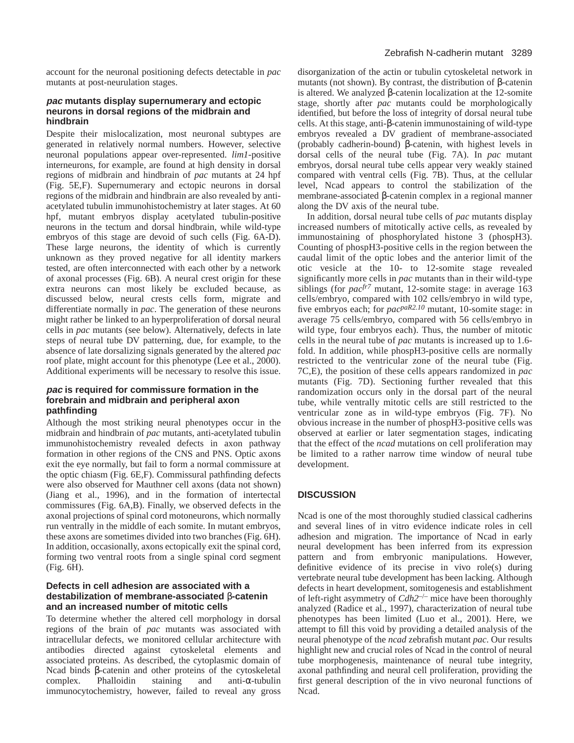account for the neuronal positioning defects detectable in *pac* mutants at post-neurulation stages.

### *pac* mutants display supernumerary and ectopic neurons in dorsal regions of the midbrain and hindbrain

Despite their mislocalization, most neuronal subtypes are generated in relatively normal numbers. However, selective neuronal populations appear over-represented. *lim1*-positive interneurons, for example, are found at high density in dorsal regions of midbrain and hindbrain of *pac* mutants at 24 hpf (Fig. 5E,F). Supernumerary and ectopic neurons in dorsal regions of the midbrain and hindbrain are also revealed by anti-acetylated tubulin immunohistochemistry at later stages. At 60 hpf, mutant embryos display acetylated tubulin-positive neurons in the tectum and dorsal hindbrain, while wild-type embryos of this stage are devoid of such cells (Fig. 6A-D). These large neurons, the identity of which is currently unknown as they proved negative for all identity markers tested, are often interconnected with each other by a network of axonal processes (Fig. 6B). A neural crest origin for these extra neurons can most likely be excluded because, as discussed below, neural crests cells form, migrate and differentiate normally in *pac*. The generation of these neurons might rather be linked to an hyperproliferation of dorsal neural cells in *pac* mutants (see below). Alternatively, defects in late steps of neural tube DV patterning, due, for example, to the absence of late dorsalizing signals generated by the altered *pac* roof plate, might account for this phenotype (Lee et al., 2000). Additional experiments will be necessary to resolve this issue.

### *pac* is required for commissure formation in the forebrain and midbrain and peripheral axon pathfinding

Although the most striking neural phenotypes occur in the midbrain and hindbrain of *pac* mutants, anti-acetylated tubulin immunohistochemistry revealed defects in axon pathway formation in other regions of the CNS and PNS. Optic axons exit the eye normally, but fail to form a normal commissure at the optic chiasm (Fig. 6E,F). Commissural pathfinding defects were also observed for Mauthner cell axons (data not shown) (Jiang et al., 1996), and in the formation of intertectal commissures (Fig. 6A,B). Finally, we observed defects in the axonal projections of spinal cord motoneurons, which normally run ventrally in the middle of each somite. In mutant embryos, these axons are sometimes divided into two branches (Fig. 6H). In addition, occasionally, axons ectopically exit the spinal cord, forming two ventral roots from a single spinal cord segment (Fig. 6H).

### Defects in cell adhesion are associated with a destabilization of membrane-associated β-catenin and an increased number of mitotic cells

To determine whether the altered cell morphology in dorsal regions of the brain of *pac* mutants was associated with intracellular defects, we monitored cellular architecture with antibodies directed against cytoskeletal elements and associated proteins. As described, the cytoplasmic domain of Ncad binds β-catenin and other proteins of the cytoskeletal complex. Phalloidin staining and anti-α-tubulin immunocytochemistry, however, failed to reveal any gross disorganization of the actin or tubulin cytoskeletal network in mutants (not shown). By contrast, the distribution of β-catenin is altered. We analyzed β-catenin localization at the 12-somite stage, shortly after *pac* mutants could be morphologically identified, but before the loss of integrity of dorsal neural tube cells. At this stage, anti-β-catenin immunostaining of wild-type embryos revealed a DV gradient of membrane-associated (probably cadherin-bound) β-catenin, with highest levels in dorsal cells of the neural tube (Fig. 7A). In *pac* mutant embryos, dorsal neural tube cells appear very weakly stained compared with ventral cells (Fig. 7B). Thus, at the cellular level, Ncad appears to control the stabilization of the membrane-associated β-catenin complex in a regional manner along the DV axis of the neural tube.

In addition, dorsal neural tube cells of *pac* mutants display increased numbers of mitotically active cells, as revealed by immunostaining of phosphorylated histone 3 (phospH3). Counting of phospH3-positive cells in the region between the caudal limit of the optic lobes and the anterior limit of the otic vesicle at the 10- to 12-somite stage revealed significantly more cells in *pac* mutants than in their wild-type siblings (for $pac^{fr7}$ mutant, 12-somite stage: in average 163 cells/embryo, compared with 102 cells/embryo in wild type, five embryos each; for $pac^{paR2.10}$ mutant, 10-somite stage: in average 75 cells/embryo, compared with 56 cells/embryo in wild type, four embryos each). Thus, the number of mitotic cells in the neural tube of *pac* mutants is increased up to 1.6-fold. In addition, while phospH3-positive cells are normally restricted to the ventricular zone of the neural tube (Fig. 7C,E), the position of these cells appears randomized in *pac* mutants (Fig. 7D). Sectioning further revealed that this randomization occurs only in the dorsal part of the neural tube, while ventrally mitotic cells are still restricted to the ventricular zone as in wild-type embryos (Fig. 7F). No obvious increase in the number of phospH3-positive cells was observed at earlier or later segmentation stages, indicating that the effect of the *ncad* mutations on cell proliferation may be limited to a rather narrow time window of neural tube development.

## DISCUSSION

Ncad is one of the most thoroughly studied classical cadherins and several lines of in vitro evidence indicate roles in cell adhesion and migration. The importance of Ncad in early neural development has been inferred from its expression pattern and from embryonic manipulations. However, definitive evidence of its precise in vivo role(s) during vertebrate neural tube development has been lacking. Although defects in heart development, somitogenesis and establishment of left-right asymmetry of $Cdh2^{-/-}$ mice have been thoroughly analyzed (Radice et al., 1997), characterization of neural tube phenotypes has been limited (Luo et al., 2001). Here, we attempt to fill this void by providing a detailed analysis of the neural phenotype of the *ncad* zebrafish mutant *pac*. Our results highlight new and crucial roles of Ncad in the control of neural tube morphogenesis, maintenance of neural tube integrity, axonal pathfinding and neural cell proliferation, providing the first general description of the in vivo neuronal functions of Ncad.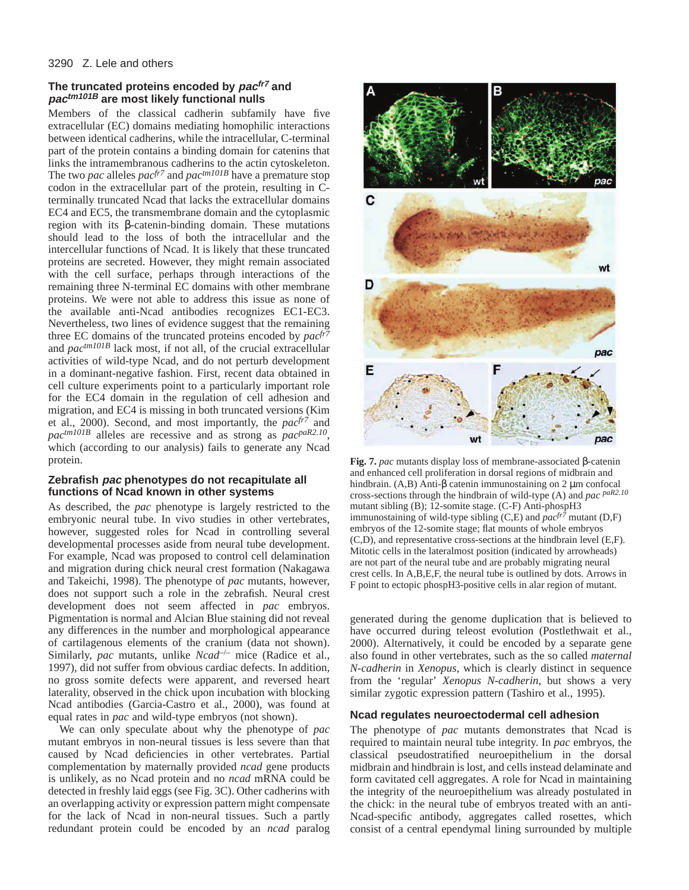### The truncated proteins encoded by *pac*$^{fr7}$ and *pac*$^{tm101B}$ are most likely functional nulls

Members of the classical cadherin subfamily have five extracellular (EC) domains mediating homophilic interactions between identical cadherins, while the intracellular, C-terminal part of the protein contains a binding domain for catenins that links the intramembranous cadherins to the actin cytoskeleton. The two *pac* alleles *pac*$^{fr7}$ and *pac*$^{tm101B}$ have a premature stop codon in the extracellular part of the protein, resulting in C-terminally truncated Ncad that lacks the extracellular domains EC4 and EC5, the transmembrane domain and the cytoplasmic region with its β-catenin-binding domain. These mutations should lead to the loss of both the intracellular and the intercellular functions of Ncad. It is likely that these truncated proteins are secreted. However, they might remain associated with the cell surface, perhaps through interactions of the remaining three N-terminal EC domains with other membrane proteins. We were not able to address this issue as none of the available anti-Ncad antibodies recognizes EC1-EC3. Nevertheless, two lines of evidence suggest that the remaining three EC domains of the truncated proteins encoded by *pac*$^{fr7}$ and *pac*$^{tm101B}$ lack most, if not all, of the crucial extracellular activities of wild-type Ncad, and do not perturb development in a dominant-negative fashion. First, recent data obtained in cell culture experiments point to a particularly important role for the EC4 domain in the regulation of cell adhesion and migration, and EC4 is missing in both truncated versions (Kim et al., 2000). Second, and most importantly, the *pac*$^{fr7}$ and *pac*$^{tm101B}$ alleles are recessive and as strong as *pac*$^{paR2.10}$, which (according to our analysis) fails to generate any Ncad protein.

### Zebrafish *pac* phenotypes do not recapitulate all functions of Ncad known in other systems

As described, the *pac* phenotype is largely restricted to the embryonic neural tube. In vivo studies in other vertebrates, however, suggested roles for Ncad in controlling several developmental processes aside from neural tube development. For example, Ncad was proposed to control cell delamination and migration during chick neural crest formation (Nakagawa and Takeichi, 1998). The phenotype of *pac* mutants, however, does not support such a role in the zebrafish. Neural crest development does not seem affected in *pac* embryos. Pigmentation is normal and Alcian Blue staining did not reveal any differences in the number and morphological appearance of cartilagenous elements of the cranium (data not shown). Similarly, *pac* mutants, unlike *Ncad*$^{-/-}$ mice (Radice et al., 1997), did not suffer from obvious cardiac defects. In addition, no gross somite defects were apparent, and reversed heart laterality, observed in the chick upon incubation with blocking Ncad antibodies (Garcia-Castro et al., 2000), was found at equal rates in *pac* and wild-type embryos (not shown).

We can only speculate about why the phenotype of *pac* mutant embryos in non-neural tissues is less severe than that caused by Ncad deficiencies in other vertebrates. Partial complementation by maternally provided *ncad* gene products is unlikely, as no Ncad protein and no *ncad* mRNA could be detected in freshly laid eggs (see Fig. 3C). Other cadherins with an overlapping activity or expression pattern might compensate for the lack of Ncad in non-neural tissues. Such a partly redundant protein could be encoded by an *ncad* paralog generated during the genome duplication that is believed to have occurred during teleost evolution (Postlethwait et al., 2000). Alternatively, it could be encoded by a separate gene also found in other vertebrates, such as the so called *maternal N-cadherin* in *Xenopus*, which is clearly distinct in sequence from the 'regular' *Xenopus N-cadherin*, but shows a very similar zygotic expression pattern (Tashiro et al., 1995).

**Fig. 7.** *pac* mutants display loss of membrane-associated β-catenin and enhanced cell proliferation in dorsal regions of midbrain and hindbrain. (A,B) Anti-β catenin immunostaining on 2 μm confocal cross-sections through the hindbrain of wild-type (A) and *pac* $^{paR2.10}$ mutant sibling (B); 12-somite stage. (C-F) Anti-phospH3 immunostaining of wild-type sibling (C,E) and *pac*$^{fr7}$ mutant (D,F) embryos of the 12-somite stage; flat mounts of whole embryos (C,D), and representative cross-sections at the hindbrain level (E,F). Mitotic cells in the lateralmost position (indicated by arrowheads) are not part of the neural tube and are probably migrating neural crest cells. In A,B,E,F, the neural tube is outlined by dots. Arrows in F point to ectopic phospH3-positive cells in alar region of mutant.

### Ncad regulates neuroectodermal cell adhesion

The phenotype of *pac* mutants demonstrates that Ncad is required to maintain neural tube integrity. In *pac* embryos, the classical pseudostratified neuroepithelium in the dorsal midbrain and hindbrain is lost, and cells instead delaminate and form cavitated cell aggregates. A role for Ncad in maintaining the integrity of the neuroepithelium was already postulated in the chick: in the neural tube of embryos treated with an anti-Ncad-specific antibody, aggregates called rosettes, which consist of a central ependymal lining surrounded by multiple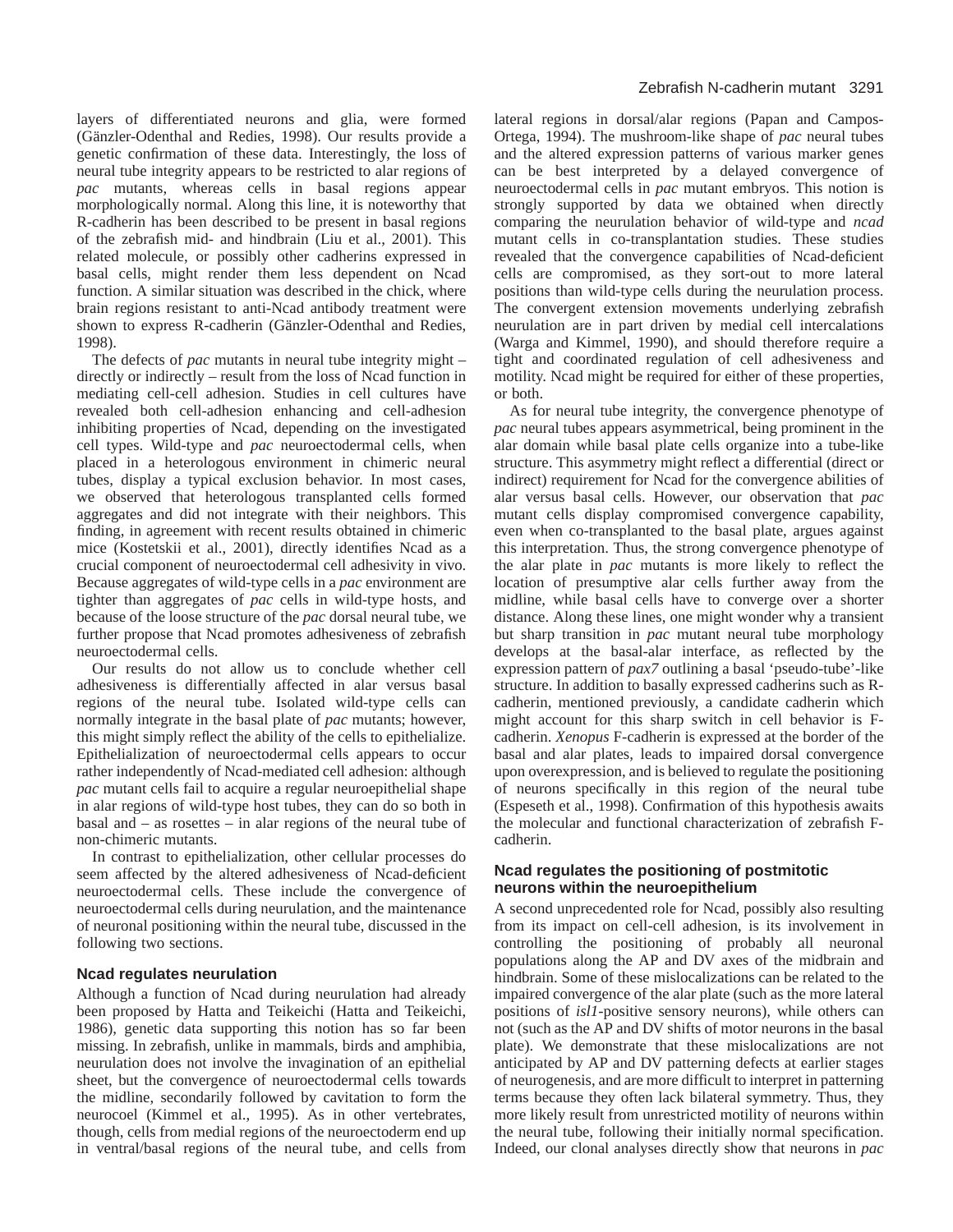layers of differentiated neurons and glia, were formed (Gänzler-Odenthal and Redies, 1998). Our results provide a genetic confirmation of these data. Interestingly, the loss of neural tube integrity appears to be restricted to alar regions of *pac* mutants, whereas cells in basal regions appear morphologically normal. Along this line, it is noteworthy that R-cadherin has been described to be present in basal regions of the zebrafish mid- and hindbrain (Liu et al., 2001). This related molecule, or possibly other cadherins expressed in basal cells, might render them less dependent on Ncad function. A similar situation was described in the chick, where brain regions resistant to anti-Ncad antibody treatment were shown to express R-cadherin (Gänzler-Odenthal and Redies, 1998).

The defects of *pac* mutants in neural tube integrity might – directly or indirectly – result from the loss of Ncad function in mediating cell-cell adhesion. Studies in cell cultures have revealed both cell-adhesion enhancing and cell-adhesion inhibiting properties of Ncad, depending on the investigated cell types. Wild-type and *pac* neuroectodermal cells, when placed in a heterologous environment in chimeric neural tubes, display a typical exclusion behavior. In most cases, we observed that heterologous transplanted cells formed aggregates and did not integrate with their neighbors. This finding, in agreement with recent results obtained in chimeric mice (Kostetskii et al., 2001), directly identifies Ncad as a crucial component of neuroectodermal cell adhesivity in vivo. Because aggregates of wild-type cells in a *pac* environment are tighter than aggregates of *pac* cells in wild-type hosts, and because of the loose structure of the *pac* dorsal neural tube, we further propose that Ncad promotes adhesiveness of zebrafish neuroectodermal cells.

Our results do not allow us to conclude whether cell adhesiveness is differentially affected in alar versus basal regions of the neural tube. Isolated wild-type cells can normally integrate in the basal plate of *pac* mutants; however, this might simply reflect the ability of the cells to epithelialize. Epithelialization of neuroectodermal cells appears to occur rather independently of Ncad-mediated cell adhesion: although *pac* mutant cells fail to acquire a regular neuroepithelial shape in alar regions of wild-type host tubes, they can do so both in basal and – as rosettes – in alar regions of the neural tube of non-chimeric mutants.

In contrast to epithelialization, other cellular processes do seem affected by the altered adhesiveness of Ncad-deficient neuroectodermal cells. These include the convergence of neuroectodermal cells during neurulation, and the maintenance of neuronal positioning within the neural tube, discussed in the following two sections.

### Ncad regulates neurulation

Although a function of Ncad during neurulation had already been proposed by Hatta and Teikeichi (Hatta and Teikeichi, 1986), genetic data supporting this notion has so far been missing. In zebrafish, unlike in mammals, birds and amphibia, neurulation does not involve the invagination of an epithelial sheet, but the convergence of neuroectodermal cells towards the midline, secondarily followed by cavitation to form the neurocoel (Kimmel et al., 1995). As in other vertebrates, though, cells from medial regions of the neuroectoderm end up in ventral/basal regions of the neural tube, and cells from lateral regions in dorsal/alar regions (Papan and Campos-Ortega, 1994). The mushroom-like shape of *pac* neural tubes and the altered expression patterns of various marker genes can be best interpreted by a delayed convergence of neuroectodermal cells in *pac* mutant embryos. This notion is strongly supported by data we obtained when directly comparing the neurulation behavior of wild-type and *ncad* mutant cells in co-transplantation studies. These studies revealed that the convergence capabilities of Ncad-deficient cells are compromised, as they sort-out to more lateral positions than wild-type cells during the neurulation process. The convergent extension movements underlying zebrafish neurulation are in part driven by medial cell intercalations (Warga and Kimmel, 1990), and should therefore require a tight and coordinated regulation of cell adhesiveness and motility. Ncad might be required for either of these properties, or both.

As for neural tube integrity, the convergence phenotype of *pac* neural tubes appears asymmetrical, being prominent in the alar domain while basal plate cells organize into a tube-like structure. This asymmetry might reflect a differential (direct or indirect) requirement for Ncad for the convergence abilities of alar versus basal cells. However, our observation that *pac* mutant cells display compromised convergence capability, even when co-transplanted to the basal plate, argues against this interpretation. Thus, the strong convergence phenotype of the alar plate in *pac* mutants is more likely to reflect the location of presumptive alar cells further away from the midline, while basal cells have to converge over a shorter distance. Along these lines, one might wonder why a transient but sharp transition in *pac* mutant neural tube morphology develops at the basal-alar interface, as reflected by the expression pattern of *pax7* outlining a basal 'pseudo-tube'-like structure. In addition to basally expressed cadherins such as R-cadherin, mentioned previously, a candidate cadherin which might account for this sharp switch in cell behavior is F-cadherin. *Xenopus* F-cadherin is expressed at the border of the basal and alar plates, leads to impaired dorsal convergence upon overexpression, and is believed to regulate the positioning of neurons specifically in this region of the neural tube (Espeseth et al., 1998). Confirmation of this hypothesis awaits the molecular and functional characterization of zebrafish F-cadherin.

### Ncad regulates the positioning of postmitotic neurons within the neuroepithelium

A second unprecedented role for Ncad, possibly also resulting from its impact on cell-cell adhesion, is its involvement in controlling the positioning of probably all neuronal populations along the AP and DV axes of the midbrain and hindbrain. Some of these mislocalizations can be related to the impaired convergence of the alar plate (such as the more lateral positions of *isl1*-positive sensory neurons), while others can not (such as the AP and DV shifts of motor neurons in the basal plate). We demonstrate that these mislocalizations are not anticipated by AP and DV patterning defects at earlier stages of neurogenesis, and are more difficult to interpret in patterning terms because they often lack bilateral symmetry. Thus, they more likely result from unrestricted motility of neurons within the neural tube, following their initially normal specification. Indeed, our clonal analyses directly show that neurons in *pac*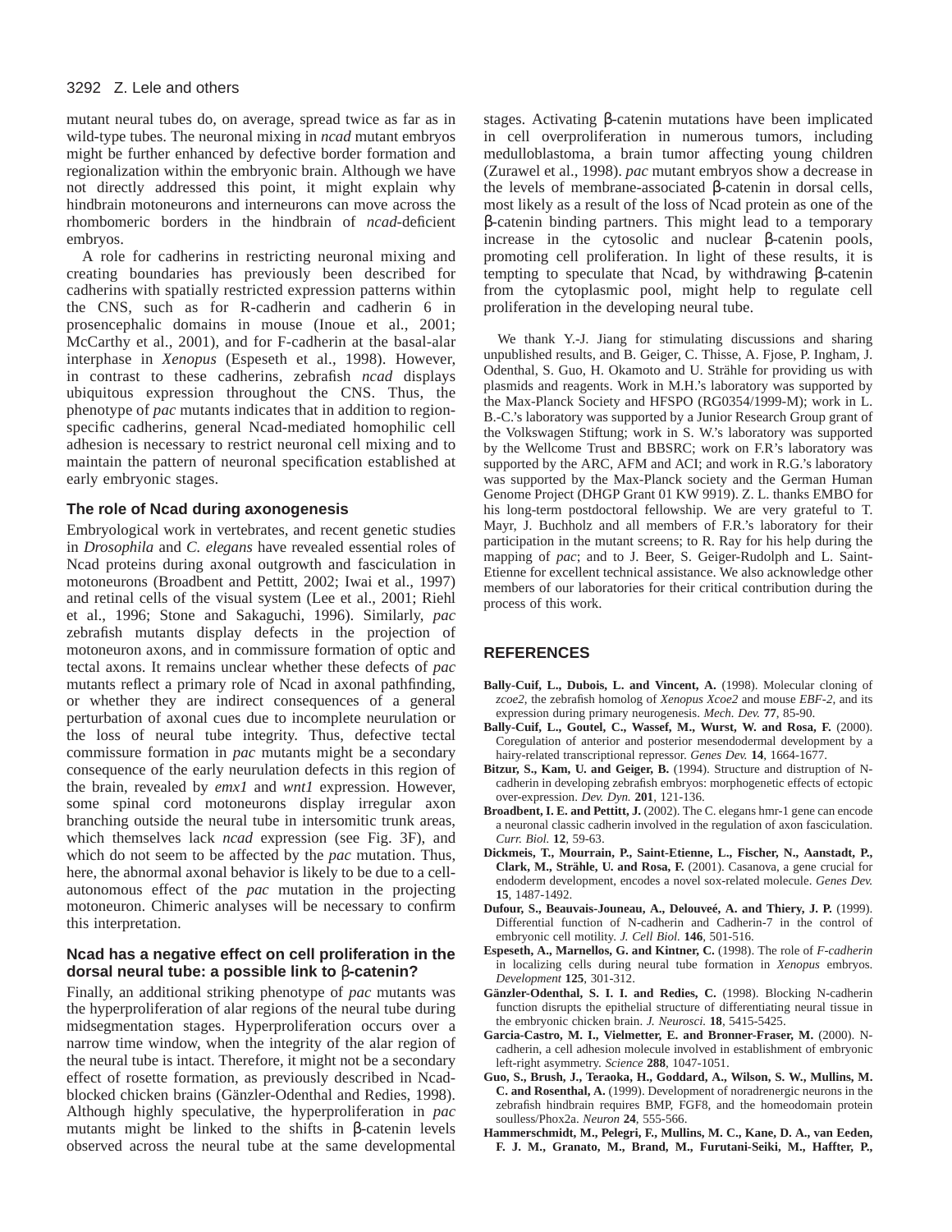mutant neural tubes do, on average, spread twice as far as in wild-type tubes. The neuronal mixing in *ncad* mutant embryos might be further enhanced by defective border formation and regionalization within the embryonic brain. Although we have not directly addressed this point, it might explain why hindbrain motoneurons and interneurons can move across the rhombomeric borders in the hindbrain of *ncad*-deficient embryos.

A role for cadherins in restricting neuronal mixing and creating boundaries has previously been described for cadherins with spatially restricted expression patterns within the CNS, such as for R-cadherin and cadherin 6 in prosencephalic domains in mouse (Inoue et al., 2001; McCarthy et al., 2001), and for F-cadherin at the basal-alar interphase in *Xenopus* (Espeseth et al., 1998). However, in contrast to these cadherins, zebrafish *ncad* displays ubiquitous expression throughout the CNS. Thus, the phenotype of *pac* mutants indicates that in addition to region-specific cadherins, general Ncad-mediated homophilic cell adhesion is necessary to restrict neuronal cell mixing and to maintain the pattern of neuronal specification established at early embryonic stages.

### The role of Ncad during axonogenesis

Embryological work in vertebrates, and recent genetic studies in *Drosophila* and *C. elegans* have revealed essential roles of Ncad proteins during axonal outgrowth and fasciculation in motoneurons (Broadbent and Pettitt, 2002; Iwai et al., 1997) and retinal cells of the visual system (Lee et al., 2001; Riehl et al., 1996; Stone and Sakaguchi, 1996). Similarly, *pac* zebrafish mutants display defects in the projection of motoneuron axons, and in commissure formation of optic and tectal axons. It remains unclear whether these defects of *pac* mutants reflect a primary role of Ncad in axonal pathfinding, or whether they are indirect consequences of a general perturbation of axonal cues due to incomplete neurulation or the loss of neural tube integrity. Thus, defective tectal commissure formation in *pac* mutants might be a secondary consequence of the early neurulation defects in this region of the brain, revealed by *emx1* and *wnt1* expression. However, some spinal cord motoneurons display irregular axon branching outside the neural tube in intersomitic trunk areas, which themselves lack *ncad* expression (see Fig. 3F), and which do not seem to be affected by the *pac* mutation. Thus, here, the abnormal axonal behavior is likely to be due to a cell-autonomous effect of the *pac* mutation in the projecting motoneuron. Chimeric analyses will be necessary to confirm this interpretation.

### Ncad has a negative effect on cell proliferation in the dorsal neural tube: a possible link to β-catenin?

Finally, an additional striking phenotype of *pac* mutants was the hyperproliferation of alar regions of the neural tube during midsegmentation stages. Hyperproliferation occurs over a narrow time window, when the integrity of the alar region of the neural tube is intact. Therefore, it might not be a secondary effect of rosette formation, as previously described in Ncad-blocked chicken brains (Gänzler-Odenthal and Redies, 1998). Although highly speculative, the hyperproliferation in *pac* mutants might be linked to the shifts in β-catenin levels observed across the neural tube at the same developmental stages. Activating β-catenin mutations have been implicated in cell overproliferation in numerous tumors, including medulloblastoma, a brain tumor affecting young children (Zurawel et al., 1998). *pac* mutant embryos show a decrease in the levels of membrane-associated β-catenin in dorsal cells, most likely as a result of the loss of Ncad protein as one of the β-catenin binding partners. This might lead to a temporary increase in the cytosolic and nuclear β-catenin pools, promoting cell proliferation. In light of these results, it is tempting to speculate that Ncad, by withdrawing β-catenin from the cytoplasmic pool, might help to regulate cell proliferation in the developing neural tube.

We thank Y.-J. Jiang for stimulating discussions and sharing unpublished results, and B. Geiger, C. Thisse, A. Fjose, P. Ingham, J. Odenthal, S. Guo, H. Okamoto and U. Strähle for providing us with plasmids and reagents. Work in M.H.'s laboratory was supported by the Max-Planck Society and HFSPO (RG0354/1999-M); work in L. B.-C.'s laboratory was supported by a Junior Research Group grant of the Volkswagen Stiftung; work in S. W.'s laboratory was supported by the Wellcome Trust and BBSRC; work on F.R's laboratory was supported by the ARC, AFM and ACI; and work in R.G.'s laboratory was supported by the Max-Planck society and the German Human Genome Project (DHGP Grant 01 KW 9919). Z. L. thanks EMBO for his long-term postdoctoral fellowship. We are very grateful to T. Mayr, J. Buchholz and all members of F.R.'s laboratory for their participation in the mutant screens; to R. Ray for his help during the mapping of *pac*; and to J. Beer, S. Geiger-Rudolph and L. Saint-Etienne for excellent technical assistance. We also acknowledge other members of our laboratories for their critical contribution during the process of this work.

## REFERENCES

**Bally-Cuif, L., Dubois, L. and Vincent, A.** (1998). Molecular cloning of *zcoe2*, the zebrafish homolog of *Xenopus Xcoe2* and mouse *EBF-2*, and its expression during primary neurogenesis. *Mech. Dev.* **77**, 85-90.

**Bally-Cuif, L., Goutel, C., Wassef, M., Wurst, W. and Rosa, F.** (2000). Coregulation of anterior and posterior mesendodermal development by a hairy-related transcriptional repressor. *Genes Dev.* **14**, 1664-1677.

**Bitzur, S., Kam, U. and Geiger, B.** (1994). Structure and distruption of N-cadherin in developing zebrafish embryos: morphogenetic effects of ectopic over-expression. *Dev. Dyn.* **201**, 121-136.

**Broadbent, I. E. and Pettitt, J.** (2002). The C. elegans hmr-1 gene can encode a neuronal classic cadherin involved in the regulation of axon fasciculation. *Curr. Biol.* **12**, 59-63.

**Dickmeis, T., Mourrain, P., Saint-Etienne, L., Fischer, N., Aanstadt, P., Clark, M., Strähle, U. and Rosa, F.** (2001). Casanova, a gene crucial for endoderm development, encodes a novel sox-related molecule. *Genes Dev.* **15**, 1487-1492.

**Dufour, S., Beauvais-Jouneau, A., Delouveé, A. and Thiery, J. P.** (1999). Differential function of N-cadherin and Cadherin-7 in the control of embryonic cell motility. *J. Cell Biol.* **146**, 501-516.

**Espeseth, A., Marnellos, G. and Kintner, C.** (1998). The role of *F-cadherin* in localizing cells during neural tube formation in *Xenopus* embryos. *Development* **125**, 301-312.

**Gänzler-Odenthal, S. I. I. and Redies, C.** (1998). Blocking N-cadherin function disrupts the epithelial structure of differentiating neural tissue in the embryonic chicken brain. *J. Neurosci.* **18**, 5415-5425.

**Garcia-Castro, M. I., Vielmetter, E. and Bronner-Fraser, M.** (2000). N-cadherin, a cell adhesion molecule involved in establishment of embryonic left-right asymmetry. *Science* **288**, 1047-1051.

**Guo, S., Brush, J., Teraoka, H., Goddard, A., Wilson, S. W., Mullins, M. C. and Rosenthal, A.** (1999). Development of noradrenergic neurons in the zebrafish hindbrain requires BMP, FGF8, and the homeodomain protein soulless/Phox2a. *Neuron* **24**, 555-566.

**Hammerschmidt, M., Pelegri, F., Mullins, M. C., Kane, D. A., van Eeden, F. J. M., Granato, M., Brand, M., Furutani-Seiki, M., Haffter, P.,**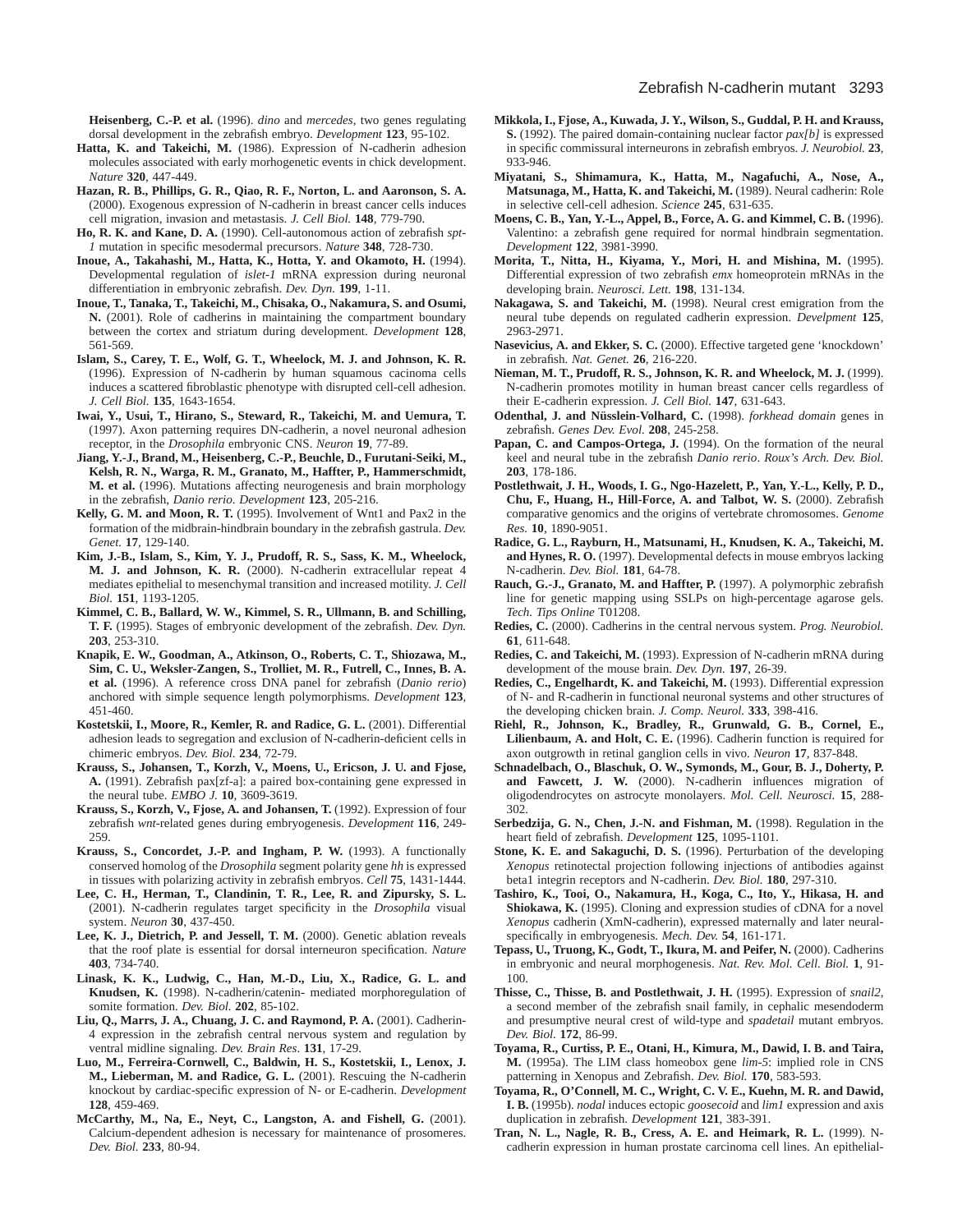**Heisenberg, C.-P. et al.** (1996). *dino* and *mercedes*, two genes regulating dorsal development in the zebrafish embryo. *Development* **123**, 95-102.

**Hatta, K. and Takeichi, M.** (1986). Expression of N-cadherin adhesion molecules associated with early morhogenetic events in chick development. *Nature* **320**, 447-449.

**Hazan, R. B., Phillips, G. R., Qiao, R. F., Norton, L. and Aaronson, S. A.** (2000). Exogenous expression of N-cadherin in breast cancer cells induces cell migration, invasion and metastasis. *J. Cell Biol.* **148**, 779-790.

**Ho, R. K. and Kane, D. A.** (1990). Cell-autonomous action of zebrafish *spt-1* mutation in specific mesodermal precursors. *Nature* **348**, 728-730.

**Inoue, A., Takahashi, M., Hatta, K., Hotta, Y. and Okamoto, H.** (1994). Developmental regulation of *islet-1* mRNA expression during neuronal differentiation in embryonic zebrafish. *Dev. Dyn.* **199**, 1-11.

**Inoue, T., Tanaka, T., Takeichi, M., Chisaka, O., Nakamura, S. and Osumi, N.** (2001). Role of cadherins in maintaining the compartment boundary between the cortex and striatum during development. *Development* **128**, 561-569.

**Islam, S., Carey, T. E., Wolf, G. T., Wheelock, M. J. and Johnson, K. R.** (1996). Expression of N-cadherin by human squamous cacinoma cells induces a scattered fibroblastic phenotype with disrupted cell-cell adhesion. *J. Cell Biol.* **135**, 1643-1654.

**Iwai, Y., Usui, T., Hirano, S., Steward, R., Takeichi, M. and Uemura, T.** (1997). Axon patterning requires DN-cadherin, a novel neuronal adhesion receptor, in the *Drosophila* embryonic CNS. *Neuron* **19**, 77-89.

**Jiang, Y.-J., Brand, M., Heisenberg, C.-P., Beuchle, D., Furutani-Seiki, M., Kelsh, R. N., Warga, R. M., Granato, M., Haffter, P., Hammerschmidt, M. et al.** (1996). Mutations affecting neurogenesis and brain morphology in the zebrafish, *Danio rerio*. *Development* **123**, 205-216.

**Kelly, G. M. and Moon, R. T.** (1995). Involvement of Wnt1 and Pax2 in the formation of the midbrain-hindbrain boundary in the zebrafish gastrula. *Dev. Genet.* **17**, 129-140.

**Kim, J.-B., Islam, S., Kim, Y. J., Prudoff, R. S., Sass, K. M., Wheelock, M. J. and Johnson, K. R.** (2000). N-cadherin extracellular repeat 4 mediates epithelial to mesenchymal transition and increased motility. *J. Cell Biol.* **151**, 1193-1205.

**Kimmel, C. B., Ballard, W. W., Kimmel, S. R., Ullmann, B. and Schilling, T. F.** (1995). Stages of embryonic development of the zebrafish. *Dev. Dyn.* **203**, 253-310.

**Knapik, E. W., Goodman, A., Atkinson, O., Roberts, C. T., Shiozawa, M., Sim, C. U., Weksler-Zangen, S., Trolliet, M. R., Futrell, C., Innes, B. A. et al.** (1996). A reference cross DNA panel for zebrafish (*Danio rerio*) anchored with simple sequence length polymorphisms. *Development* **123**, 451-460.

**Kostetskii, I., Moore, R., Kemler, R. and Radice, G. L.** (2001). Differential adhesion leads to segregation and exclusion of N-cadherin-deficient cells in chimeric embryos. *Dev. Biol.* **234**, 72-79.

**Krauss, S., Johansen, T., Korzh, V., Moens, U., Ericson, J. U. and Fjose, A.** (1991). Zebrafish pax[zf-a]: a paired box-containing gene expressed in the neural tube. *EMBO J.* **10**, 3609-3619.

**Krauss, S., Korzh, V., Fjose, A. and Johansen, T.** (1992). Expression of four zebrafish *wnt*-related genes during embryogenesis. *Development* **116**, 249-259.

**Krauss, S., Concordet, J.-P. and Ingham, P. W.** (1993). A functionally conserved homolog of the *Drosophila* segment polarity gene *hh* is expressed in tissues with polarizing activity in zebrafish embryos. *Cell* **75**, 1431-1444.

**Lee, C. H., Herman, T., Clandinin, T. R., Lee, R. and Zipursky, S. L.** (2001). N-cadherin regulates target specificity in the *Drosophila* visual system. *Neuron* **30**, 437-450.

**Lee, K. J., Dietrich, P. and Jessell, T. M.** (2000). Genetic ablation reveals that the roof plate is essential for dorsal interneuron specification. *Nature* **403**, 734-740.

**Linask, K. K., Ludwig, C., Han, M.-D., Liu, X., Radice, G. L. and Knudsen, K.** (1998). N-cadherin/catenin- mediated morphoregulation of somite formation. *Dev. Biol.* **202**, 85-102.

**Liu, Q., Marrs, J. A., Chuang, J. C. and Raymond, P. A.** (2001). Cadherin-4 expression in the zebrafish central nervous system and regulation by ventral midline signaling. *Dev. Brain Res.* **131**, 17-29.

**Luo, M., Ferreira-Cornwell, C., Baldwin, H. S., Kostetskii, I., Lenox, J. M., Lieberman, M. and Radice, G. L.** (2001). Rescuing the N-cadherin knockout by cardiac-specific expression of N- or E-cadherin. *Development* **128**, 459-469.

**McCarthy, M., Na, E., Neyt, C., Langston, A. and Fishell, G.** (2001). Calcium-dependent adhesion is necessary for maintenance of prosomeres. *Dev. Biol.* **233**, 80-94.

**Mikkola, I., Fjose, A., Kuwada, J. Y., Wilson, S., Guddal, P. H. and Krauss, S.** (1992). The paired domain-containing nuclear factor *pax[b]* is expressed in specific commissural interneurons in zebrafish embryos. *J. Neurobiol.* **23**, 933-946.

**Miyatani, S., Shimamura, K., Hatta, M., Nagafuchi, A., Nose, A., Matsunaga, M., Hatta, K. and Takeichi, M.** (1989). Neural cadherin: Role in selective cell-cell adhesion. *Science* **245**, 631-635.

**Moens, C. B., Yan, Y.-L., Appel, B., Force, A. G. and Kimmel, C. B.** (1996). Valentino: a zebrafish gene required for normal hindbrain segmentation. *Development* **122**, 3981-3990.

**Morita, T., Nitta, H., Kiyama, Y., Mori, H. and Mishina, M.** (1995). Differential expression of two zebrafish *emx* homeoprotein mRNAs in the developing brain. *Neurosci. Lett.* **198**, 131-134.

**Nakagawa, S. and Takeichi, M.** (1998). Neural crest emigration from the neural tube depends on regulated cadherin expression. *Develpment* **125**, 2963-2971.

**Nasevicius, A. and Ekker, S. C.** (2000). Effective targeted gene 'knockdown' in zebrafish. *Nat. Genet.* **26**, 216-220.

**Nieman, M. T., Prudoff, R. S., Johnson, K. R. and Wheelock, M. J.** (1999). N-cadherin promotes motility in human breast cancer cells regardless of their E-cadherin expression. *J. Cell Biol.* **147**, 631-643.

**Odenthal, J. and Nüsslein-Volhard, C.** (1998). *forkhead domain* genes in zebrafish. *Genes Dev. Evol.* **208**, 245-258.

**Papan, C. and Campos-Ortega, J.** (1994). On the formation of the neural keel and neural tube in the zebrafish *Danio rerio*. *Roux's Arch. Dev. Biol.* **203**, 178-186.

**Postlethwait, J. H., Woods, I. G., Ngo-Hazelett, P., Yan, Y.-L., Kelly, P. D., Chu, F., Huang, H., Hill-Force, A. and Talbot, W. S.** (2000). Zebrafish comparative genomics and the origins of vertebrate chromosomes. *Genome Res.* **10**, 1890-9051.

**Radice, G. L., Rayburn, H., Matsunami, H., Knudsen, K. A., Takeichi, M. and Hynes, R. O.** (1997). Developmental defects in mouse embryos lacking N-cadherin. *Dev. Biol.* **181**, 64-78.

**Rauch, G.-J., Granato, M. and Haffter, P.** (1997). A polymorphic zebrafish line for genetic mapping using SSLPs on high-percentage agarose gels. *Tech. Tips Online* T01208.

**Redies, C.** (2000). Cadherins in the central nervous system. *Prog. Neurobiol.* **61**, 611-648.

**Redies, C. and Takeichi, M.** (1993). Expression of N-cadherin mRNA during development of the mouse brain. *Dev. Dyn.* **197**, 26-39.

**Redies, C., Engelhardt, K. and Takeichi, M.** (1993). Differential expression of N- and R-cadherin in functional neuronal systems and other structures of the developing chicken brain. *J. Comp. Neurol.* **333**, 398-416.

**Riehl, R., Johnson, K., Bradley, R., Grunwald, G. B., Cornel, E., Lilienbaum, A. and Holt, C. E.** (1996). Cadherin function is required for axon outgrowth in retinal ganglion cells in vivo. *Neuron* **17**, 837-848.

**Schnadelbach, O., Blaschuk, O. W., Symonds, M., Gour, B. J., Doherty, P. and Fawcett, J. W.** (2000). N-cadherin influences migration of oligodendrocytes on astrocyte monolayers. *Mol. Cell. Neurosci.* **15**, 288-302.

**Serbedzija, G. N., Chen, J.-N. and Fishman, M.** (1998). Regulation in the heart field of zebrafish. *Development* **125**, 1095-1101.

**Stone, K. E. and Sakaguchi, D. S.** (1996). Perturbation of the developing *Xenopus* retinotectal projection following injections of antibodies against beta1 integrin receptors and N-cadherin. *Dev. Biol.* **180**, 297-310.

**Tashiro, K., Tooi, O., Nakamura, H., Koga, C., Ito, Y., Hikasa, H. and Shiokawa, K.** (1995). Cloning and expression studies of cDNA for a novel *Xenopus* cadherin (XmN-cadherin), expressed maternally and later neural-specifically in embryogenesis. *Mech. Dev.* **54**, 161-171.

**Tepass, U., Truong, K., Godt, T., Ikura, M. and Peifer, N.** (2000). Cadherins in embryonic and neural morphogenesis. *Nat. Rev. Mol. Cell. Biol.* **1**, 91-100.

**Thisse, C., Thisse, B. and Postlethwait, J. H.** (1995). Expression of *snail2*, a second member of the zebrafish snail family, in cephalic mesendoderm and presumptive neural crest of wild-type and *spadetail* mutant embryos. *Dev. Biol.* **172**, 86-99.

**Toyama, R., Curtiss, P. E., Otani, H., Kimura, M., Dawid, I. B. and Taira, M.** (1995a). The LIM class homeobox gene *lim-5*: implied role in CNS patterning in Xenopus and Zebrafish. *Dev. Biol.* **170**, 583-593.

**Toyama, R., O'Connell, M. C., Wright, C. V. E., Kuehn, M. R. and Dawid, I. B.** (1995b). *nodal* induces ectopic *goosecoid* and *lim1* expression and axis duplication in zebrafish. *Development* **121**, 383-391.

**Tran, N. L., Nagle, R. B., Cress, A. E. and Heimark, R. L.** (1999). N-cadherin expression in human prostate carcinoma cell lines. An epithelial-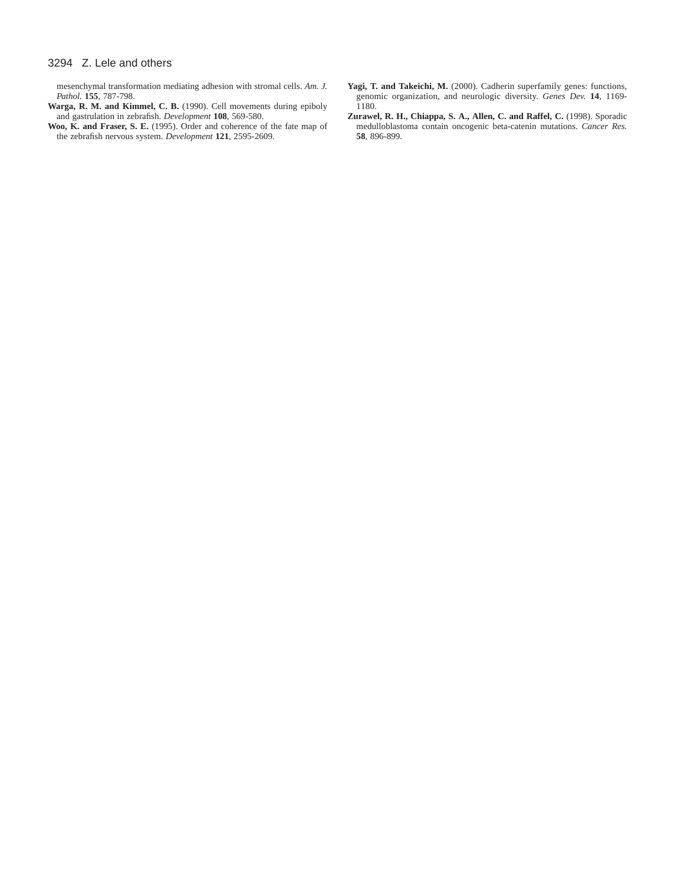mesenchymal transformation mediating adhesion with stromal cells. *Am. J. Pathol.* **155**, 787-798.

**Warga, R. M. and Kimmel, C. B.** (1990). Cell movements during epiboly and gastrulation in zebrafish. *Development* **108**, 569-580.

**Woo, K. and Fraser, S. E.** (1995). Order and coherence of the fate map of the zebrafish nervous system. *Development* **121**, 2595-2609.

**Yagi, T. and Takeichi, M.** (2000). Cadherin superfamily genes: functions, genomic organization, and neurologic diversity. *Genes Dev.* **14**, 1169-1180.

**Zurawel, R. H., Chiappa, S. A., Allen, C. and Raffel, C.** (1998). Sporadic medulloblastoma contain oncogenic beta-catenin mutations. *Cancer Res.* **58**, 896-899.